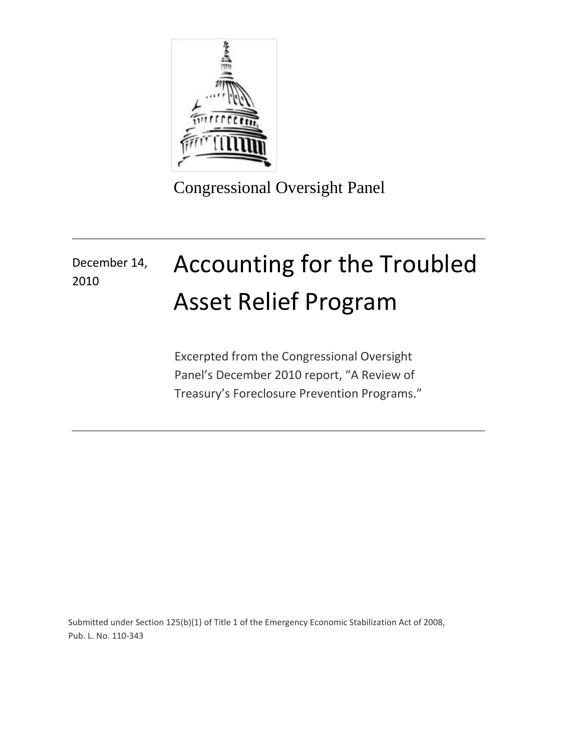Congressional Oversight Panel

December 14, 2010

# Accounting for the Troubled Asset Relief Program

Excerpted from the Congressional Oversight Panel's December 2010 report, "A Review of Treasury's Foreclosure Prevention Programs."

Submitted under Section 125(b)(1) of Title 1 of the Emergency Economic Stabilization Act of 2008, Pub. L. No. 110-343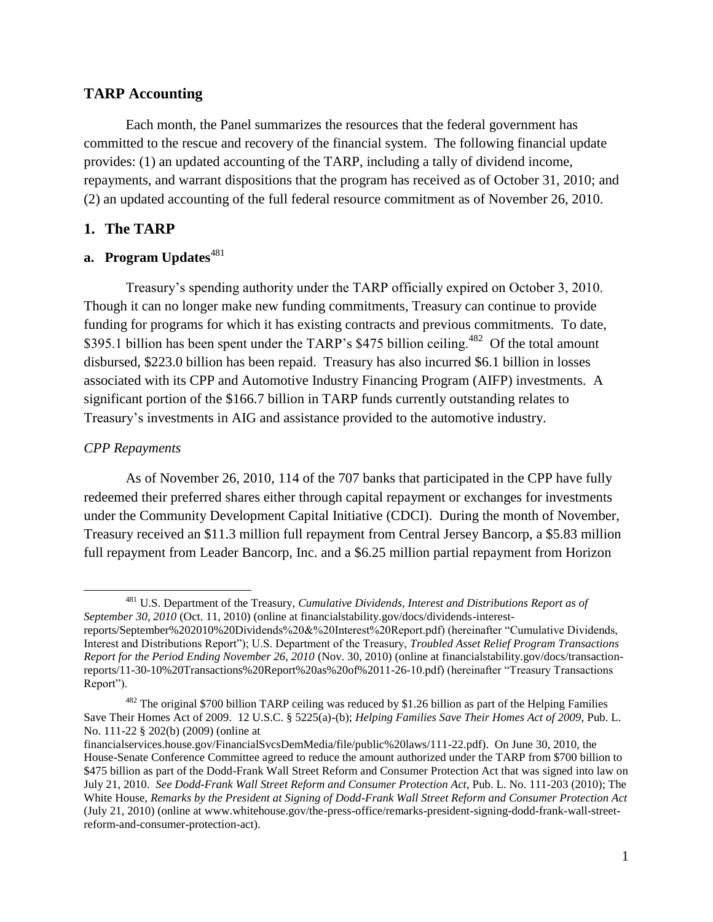## TARP Accounting

Each month, the Panel summarizes the resources that the federal government has committed to the rescue and recovery of the financial system. The following financial update provides: (1) an updated accounting of the TARP, including a tally of dividend income, repayments, and warrant dispositions that the program has received as of October 31, 2010; and (2) an updated accounting of the full federal resource commitment as of November 26, 2010.

### 1. The TARP

#### a. Program Updates[481]

Treasury's spending authority under the TARP officially expired on October 3, 2010. Though it can no longer make new funding commitments, Treasury can continue to provide funding for programs for which it has existing contracts and previous commitments. To date, \$395.1 billion has been spent under the TARP's \$475 billion ceiling.[482] Of the total amount disbursed, \$223.0 billion has been repaid. Treasury has also incurred \$6.1 billion in losses associated with its CPP and Automotive Industry Financing Program (AIFP) investments. A significant portion of the \$166.7 billion in TARP funds currently outstanding relates to Treasury's investments in AIG and assistance provided to the automotive industry.

*CPP Repayments*

As of November 26, 2010, 114 of the 707 banks that participated in the CPP have fully redeemed their preferred shares either through capital repayment or exchanges for investments under the Community Development Capital Initiative (CDCI). During the month of November, Treasury received an \$11.3 million full repayment from Central Jersey Bancorp, a \$5.83 million full repayment from Leader Bancorp, Inc. and a \$6.25 million partial repayment from Horizon

[481] U.S. Department of the Treasury, *Cumulative Dividends, Interest and Distributions Report as of September 30, 2010* (Oct. 11, 2010) (online at financialstability.gov/docs/dividends-interest-reports/September%202010%20Dividends%20&%20Interest%20Report.pdf) (hereinafter "Cumulative Dividends, Interest and Distributions Report"); U.S. Department of the Treasury, *Troubled Asset Relief Program Transactions Report for the Period Ending November 26, 2010* (Nov. 30, 2010) (online at financialstability.gov/docs/transaction-reports/11-30-10%20Transactions%20Report%20as%20of%2011-26-10.pdf) (hereinafter "Treasury Transactions Report").

[482] The original \$700 billion TARP ceiling was reduced by \$1.26 billion as part of the Helping Families Save Their Homes Act of 2009. 12 U.S.C. § 5225(a)-(b); *Helping Families Save Their Homes Act of 2009*, Pub. L. No. 111-22 § 202(b) (2009) (online at financialservices.house.gov/FinancialSvcsDemMedia/file/public%20laws/111-22.pdf). On June 30, 2010, the House-Senate Conference Committee agreed to reduce the amount authorized under the TARP from \$700 billion to \$475 billion as part of the Dodd-Frank Wall Street Reform and Consumer Protection Act that was signed into law on July 21, 2010. *See Dodd-Frank Wall Street Reform and Consumer Protection Act*, Pub. L. No. 111-203 (2010); The White House, *Remarks by the President at Signing of Dodd-Frank Wall Street Reform and Consumer Protection Act* (July 21, 2010) (online at www.whitehouse.gov/the-press-office/remarks-president-signing-dodd-frank-wall-street-reform-and-consumer-protection-act).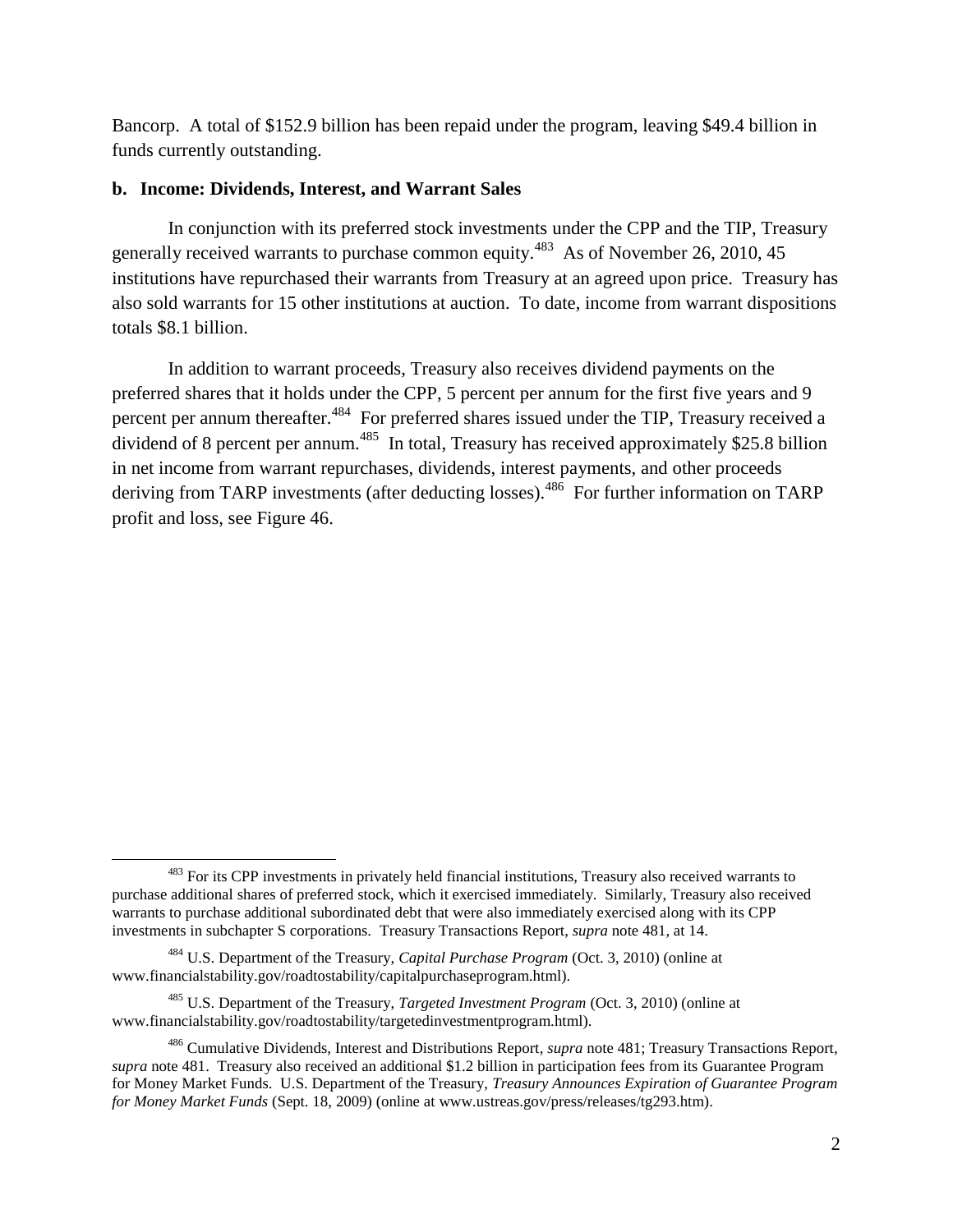Bancorp. A total of $152.9 billion has been repaid under the program, leaving $49.4 billion in funds currently outstanding.

**b. Income: Dividends, Interest, and Warrant Sales**

In conjunction with its preferred stock investments under the CPP and the TIP, Treasury generally received warrants to purchase common equity.[483] As of November 26, 2010, 45 institutions have repurchased their warrants from Treasury at an agreed upon price. Treasury has also sold warrants for 15 other institutions at auction. To date, income from warrant dispositions totals $8.1 billion.

In addition to warrant proceeds, Treasury also receives dividend payments on the preferred shares that it holds under the CPP, 5 percent per annum for the first five years and 9 percent per annum thereafter.[484] For preferred shares issued under the TIP, Treasury received a dividend of 8 percent per annum.[485] In total, Treasury has received approximately $25.8 billion in net income from warrant repurchases, dividends, interest payments, and other proceeds deriving from TARP investments (after deducting losses).[486] For further information on TARP profit and loss, see Figure 46.

---

[483] For its CPP investments in privately held financial institutions, Treasury also received warrants to purchase additional shares of preferred stock, which it exercised immediately. Similarly, Treasury also received warrants to purchase additional subordinated debt that were also immediately exercised along with its CPP investments in subchapter S corporations. Treasury Transactions Report, *supra* note 481, at 14.

[484] U.S. Department of the Treasury, *Capital Purchase Program* (Oct. 3, 2010) (online at www.financialstability.gov/roadtostability/capitalpurchaseprogram.html).

[485] U.S. Department of the Treasury, *Targeted Investment Program* (Oct. 3, 2010) (online at www.financialstability.gov/roadtostability/targetedinvestmentprogram.html).

[486] Cumulative Dividends, Interest and Distributions Report, *supra* note 481; Treasury Transactions Report, *supra* note 481. Treasury also received an additional $1.2 billion in participation fees from its Guarantee Program for Money Market Funds. U.S. Department of the Treasury, *Treasury Announces Expiration of Guarantee Program for Money Market Funds* (Sept. 18, 2009) (online at www.ustreas.gov/press/releases/tg293.htm).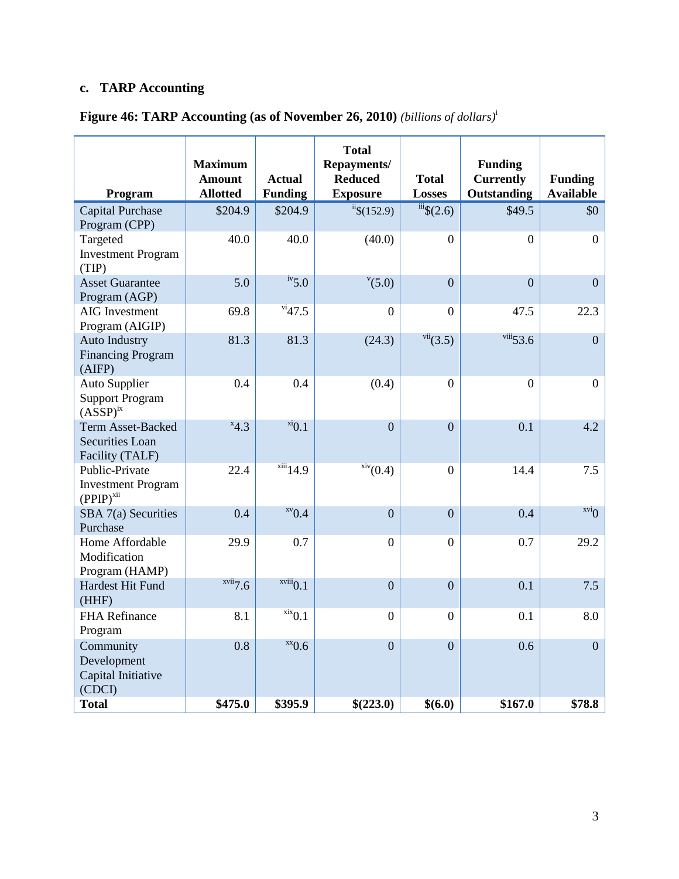### c. TARP Accounting

**Figure 46: TARP Accounting (as of November 26, 2010)** *(billions of dollars)*[i]

| Program | Maximum Amount Allotted | Actual Funding | Total Repayments/ Reduced Exposure | Total Losses | Funding Currently Outstanding | Funding Available |
|---|---|---|---|---|---|---|
| Capital Purchase Program (CPP) | $204.9 | $204.9 | [ii]$(152.9) | [iii]$(2.6) | $49.5 | $0 |
| Targeted Investment Program (TIP) | 40.0 | 40.0 | (40.0) | 0 | 0 | 0 |
| Asset Guarantee Program (AGP) | 5.0 | [iv]5.0 | [v](5.0) | 0 | 0 | 0 |
| AIG Investment Program (AIGIP) | 69.8 | [vi]47.5 | 0 | 0 | 47.5 | 22.3 |
| Auto Industry Financing Program (AIFP) | 81.3 | 81.3 | (24.3) | [vii](3.5) | [viii]53.6 | 0 |
| Auto Supplier Support Program (ASSP)[ix] | 0.4 | 0.4 | (0.4) | 0 | 0 | 0 |
| Term Asset-Backed Securities Loan Facility (TALF) | [x]4.3 | [xi]0.1 | 0 | 0 | 0.1 | 4.2 |
| Public-Private Investment Program (PPIP)[xii] | 22.4 | [xiii]14.9 | [xiv](0.4) | 0 | 14.4 | 7.5 |
| SBA 7(a) Securities Purchase | 0.4 | [xv]0.4 | 0 | 0 | 0.4 | [xvi]0 |
| Home Affordable Modification Program (HAMP) | 29.9 | 0.7 | 0 | 0 | 0.7 | 29.2 |
| Hardest Hit Fund (HHF) | [xvii]7.6 | [xviii]0.1 | 0 | 0 | 0.1 | 7.5 |
| FHA Refinance Program | 8.1 | [xix]0.1 | 0 | 0 | 0.1 | 8.0 |
| Community Development Capital Initiative (CDCI) | 0.8 | [xx]0.6 | 0 | 0 | 0.6 | 0 |
| **Total** | **$475.0** | **$395.9** | **$(223.0)** | **$(6.0)** | **$167.0** | **$78.8** |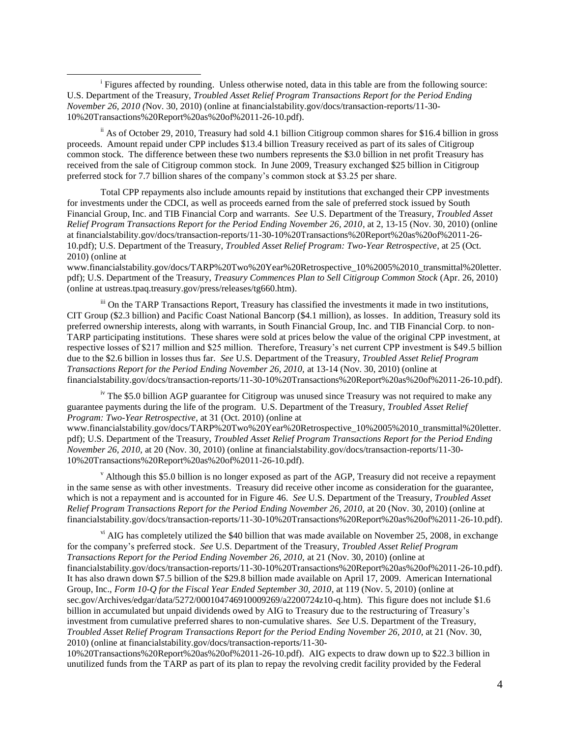[i] Figures affected by rounding. Unless otherwise noted, data in this table are from the following source: U.S. Department of the Treasury, *Troubled Asset Relief Program Transactions Report for the Period Ending November 26, 2010 (*Nov. 30, 2010) (online at financialstability.gov/docs/transaction-reports/11-30-10%20Transactions%20Report%20as%20of%2011-26-10.pdf).

[ii] As of October 29, 2010, Treasury had sold 4.1 billion Citigroup common shares for $16.4 billion in gross proceeds. Amount repaid under CPP includes $13.4 billion Treasury received as part of its sales of Citigroup common stock. The difference between these two numbers represents the $3.0 billion in net profit Treasury has received from the sale of Citigroup common stock. In June 2009, Treasury exchanged $25 billion in Citigroup preferred stock for 7.7 billion shares of the company's common stock at $3.25 per share.

Total CPP repayments also include amounts repaid by institutions that exchanged their CPP investments for investments under the CDCI, as well as proceeds earned from the sale of preferred stock issued by South Financial Group, Inc. and TIB Financial Corp and warrants. *See* U.S. Department of the Treasury, *Troubled Asset Relief Program Transactions Report for the Period Ending November 26, 2010*, at 2, 13-15 (Nov. 30, 2010) (online at financialstability.gov/docs/transaction-reports/11-30-10%20Transactions%20Report%20as%20of%2011-26-10.pdf); U.S. Department of the Treasury, *Troubled Asset Relief Program: Two-Year Retrospective*, at 25 (Oct. 2010) (online at www.financialstability.gov/docs/TARP%20Two%20Year%20Retrospective_10%2005%2010_transmittal%20letter.pdf); U.S. Department of the Treasury, *Treasury Commences Plan to Sell Citigroup Common Stock* (Apr. 26, 2010) (online at ustreas.tpaq.treasury.gov/press/releases/tg660.htm).

[iii] On the TARP Transactions Report, Treasury has classified the investments it made in two institutions, CIT Group ($2.3 billion) and Pacific Coast National Bancorp ($4.1 million), as losses. In addition, Treasury sold its preferred ownership interests, along with warrants, in South Financial Group, Inc. and TIB Financial Corp. to non-TARP participating institutions. These shares were sold at prices below the value of the original CPP investment, at respective losses of $217 million and $25 million. Therefore, Treasury's net current CPP investment is $49.5 billion due to the $2.6 billion in losses thus far. *See* U.S. Department of the Treasury, *Troubled Asset Relief Program Transactions Report for the Period Ending November 26, 2010,* at 13-14 (Nov. 30, 2010) (online at financialstability.gov/docs/transaction-reports/11-30-10%20Transactions%20Report%20as%20of%2011-26-10.pdf).

[iv] The $5.0 billion AGP guarantee for Citigroup was unused since Treasury was not required to make any guarantee payments during the life of the program. U.S. Department of the Treasury, *Troubled Asset Relief Program: Two-Year Retrospective*, at 31 (Oct. 2010) (online at www.financialstability.gov/docs/TARP%20Two%20Year%20Retrospective_10%2005%2010_transmittal%20letter.pdf); U.S. Department of the Treasury, *Troubled Asset Relief Program Transactions Report for the Period Ending November 26, 2010,* at 20 (Nov. 30, 2010) (online at financialstability.gov/docs/transaction-reports/11-30-10%20Transactions%20Report%20as%20of%2011-26-10.pdf).

[v] Although this $5.0 billion is no longer exposed as part of the AGP, Treasury did not receive a repayment in the same sense as with other investments. Treasury did receive other income as consideration for the guarantee, which is not a repayment and is accounted for in Figure 46. *See* U.S. Department of the Treasury, *Troubled Asset Relief Program Transactions Report for the Period Ending November 26, 2010,* at 20 (Nov. 30, 2010) (online at financialstability.gov/docs/transaction-reports/11-30-10%20Transactions%20Report%20as%20of%2011-26-10.pdf).

[vi] AIG has completely utilized the $40 billion that was made available on November 25, 2008, in exchange for the company's preferred stock. *See* U.S. Department of the Treasury, *Troubled Asset Relief Program Transactions Report for the Period Ending November 26, 2010,* at 21 (Nov. 30, 2010) (online at financialstability.gov/docs/transaction-reports/11-30-10%20Transactions%20Report%20as%20of%2011-26-10.pdf). It has also drawn down $7.5 billion of the $29.8 billion made available on April 17, 2009. American International Group, Inc., *Form 10-Q for the Fiscal Year Ended September 30, 2010*, at 119 (Nov. 5, 2010) (online at sec.gov/Archives/edgar/data/5272/000104746910009269/a2200724z10-q.htm). This figure does not include $1.6 billion in accumulated but unpaid dividends owed by AIG to Treasury due to the restructuring of Treasury's investment from cumulative preferred shares to non-cumulative shares. *See* U.S. Department of the Treasury, *Troubled Asset Relief Program Transactions Report for the Period Ending November 26, 2010,* at 21 (Nov. 30, 2010) (online at financialstability.gov/docs/transaction-reports/11-30-10%20Transactions%20Report%20as%20of%2011-26-10.pdf). AIG expects to draw down up to $22.3 billion in unutilized funds from the TARP as part of its plan to repay the revolving credit facility provided by the Federal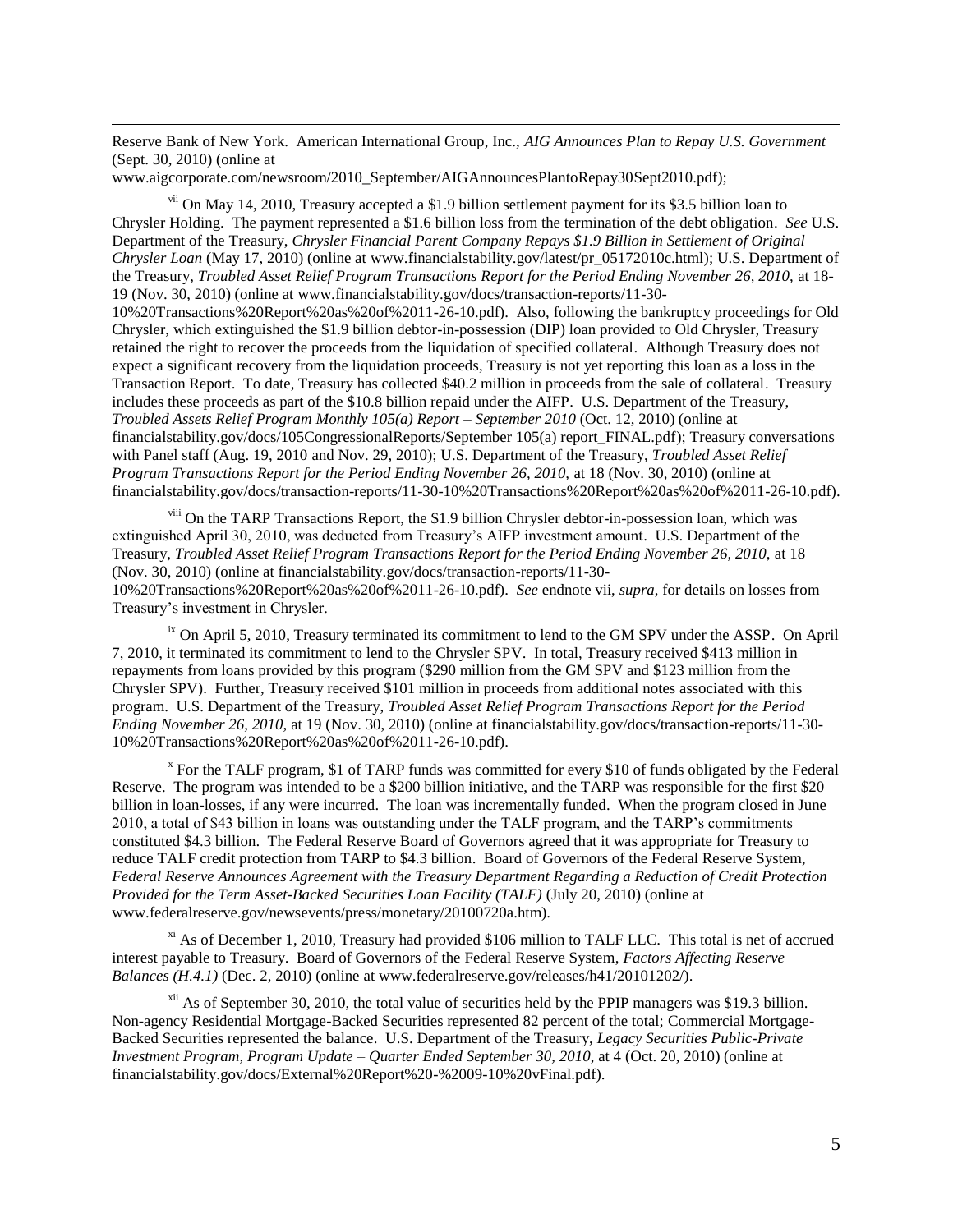Reserve Bank of New York. American International Group, Inc., *AIG Announces Plan to Repay U.S. Government* (Sept. 30, 2010) (online at www.aigcorporate.com/newsroom/2010_September/AIGAnnouncesPlantoRepay30Sept2010.pdf);

[vii] On May 14, 2010, Treasury accepted a $1.9 billion settlement payment for its $3.5 billion loan to Chrysler Holding. The payment represented a $1.6 billion loss from the termination of the debt obligation. *See* U.S. Department of the Treasury, *Chrysler Financial Parent Company Repays $1.9 Billion in Settlement of Original Chrysler Loan* (May 17, 2010) (online at www.financialstability.gov/latest/pr_05172010c.html); U.S. Department of the Treasury, *Troubled Asset Relief Program Transactions Report for the Period Ending November 26, 2010,* at 18-19 (Nov. 30, 2010) (online at www.financialstability.gov/docs/transaction-reports/11-30-10%20Transactions%20Report%20as%20of%2011-26-10.pdf). Also, following the bankruptcy proceedings for Old Chrysler, which extinguished the $1.9 billion debtor-in-possession (DIP) loan provided to Old Chrysler, Treasury retained the right to recover the proceeds from the liquidation of specified collateral. Although Treasury does not expect a significant recovery from the liquidation proceeds, Treasury is not yet reporting this loan as a loss in the Transaction Report. To date, Treasury has collected $40.2 million in proceeds from the sale of collateral. Treasury includes these proceeds as part of the $10.8 billion repaid under the AIFP. U.S. Department of the Treasury, *Troubled Assets Relief Program Monthly 105(a) Report – September 2010* (Oct. 12, 2010) (online at financialstability.gov/docs/105CongressionalReports/September 105(a) report_FINAL.pdf); Treasury conversations with Panel staff (Aug. 19, 2010 and Nov. 29, 2010); U.S. Department of the Treasury, *Troubled Asset Relief Program Transactions Report for the Period Ending November 26, 2010,* at 18 (Nov. 30, 2010) (online at financialstability.gov/docs/transaction-reports/11-30-10%20Transactions%20Report%20as%20of%2011-26-10.pdf).

[viii] On the TARP Transactions Report, the $1.9 billion Chrysler debtor-in-possession loan, which was extinguished April 30, 2010, was deducted from Treasury's AIFP investment amount. U.S. Department of the Treasury, *Troubled Asset Relief Program Transactions Report for the Period Ending November 26, 2010,* at 18 (Nov. 30, 2010) (online at financialstability.gov/docs/transaction-reports/11-30-10%20Transactions%20Report%20as%20of%2011-26-10.pdf). *See* endnote vii, *supra*, for details on losses from Treasury's investment in Chrysler.

[ix] On April 5, 2010, Treasury terminated its commitment to lend to the GM SPV under the ASSP. On April 7, 2010, it terminated its commitment to lend to the Chrysler SPV. In total, Treasury received $413 million in repayments from loans provided by this program ($290 million from the GM SPV and $123 million from the Chrysler SPV). Further, Treasury received $101 million in proceeds from additional notes associated with this program. U.S. Department of the Treasury, *Troubled Asset Relief Program Transactions Report for the Period Ending November 26, 2010,* at 19 (Nov. 30, 2010) (online at financialstability.gov/docs/transaction-reports/11-30-10%20Transactions%20Report%20as%20of%2011-26-10.pdf).

[x] For the TALF program, $1 of TARP funds was committed for every $10 of funds obligated by the Federal Reserve. The program was intended to be a $200 billion initiative, and the TARP was responsible for the first $20 billion in loan-losses, if any were incurred. The loan was incrementally funded. When the program closed in June 2010, a total of $43 billion in loans was outstanding under the TALF program, and the TARP's commitments constituted $4.3 billion. The Federal Reserve Board of Governors agreed that it was appropriate for Treasury to reduce TALF credit protection from TARP to $4.3 billion. Board of Governors of the Federal Reserve System, *Federal Reserve Announces Agreement with the Treasury Department Regarding a Reduction of Credit Protection Provided for the Term Asset-Backed Securities Loan Facility (TALF)* (July 20, 2010) (online at www.federalreserve.gov/newsevents/press/monetary/20100720a.htm).

[xi] As of December 1, 2010, Treasury had provided $106 million to TALF LLC. This total is net of accrued interest payable to Treasury. Board of Governors of the Federal Reserve System, *Factors Affecting Reserve Balances (H.4.1)* (Dec. 2, 2010) (online at www.federalreserve.gov/releases/h41/20101202/).

[xii] As of September 30, 2010, the total value of securities held by the PPIP managers was $19.3 billion. Non-agency Residential Mortgage-Backed Securities represented 82 percent of the total; Commercial Mortgage-Backed Securities represented the balance. U.S. Department of the Treasury, *Legacy Securities Public-Private Investment Program, Program Update – Quarter Ended September 30, 2010,* at 4 (Oct. 20, 2010) (online at financialstability.gov/docs/External%20Report%20-%2009-10%20vFinal.pdf).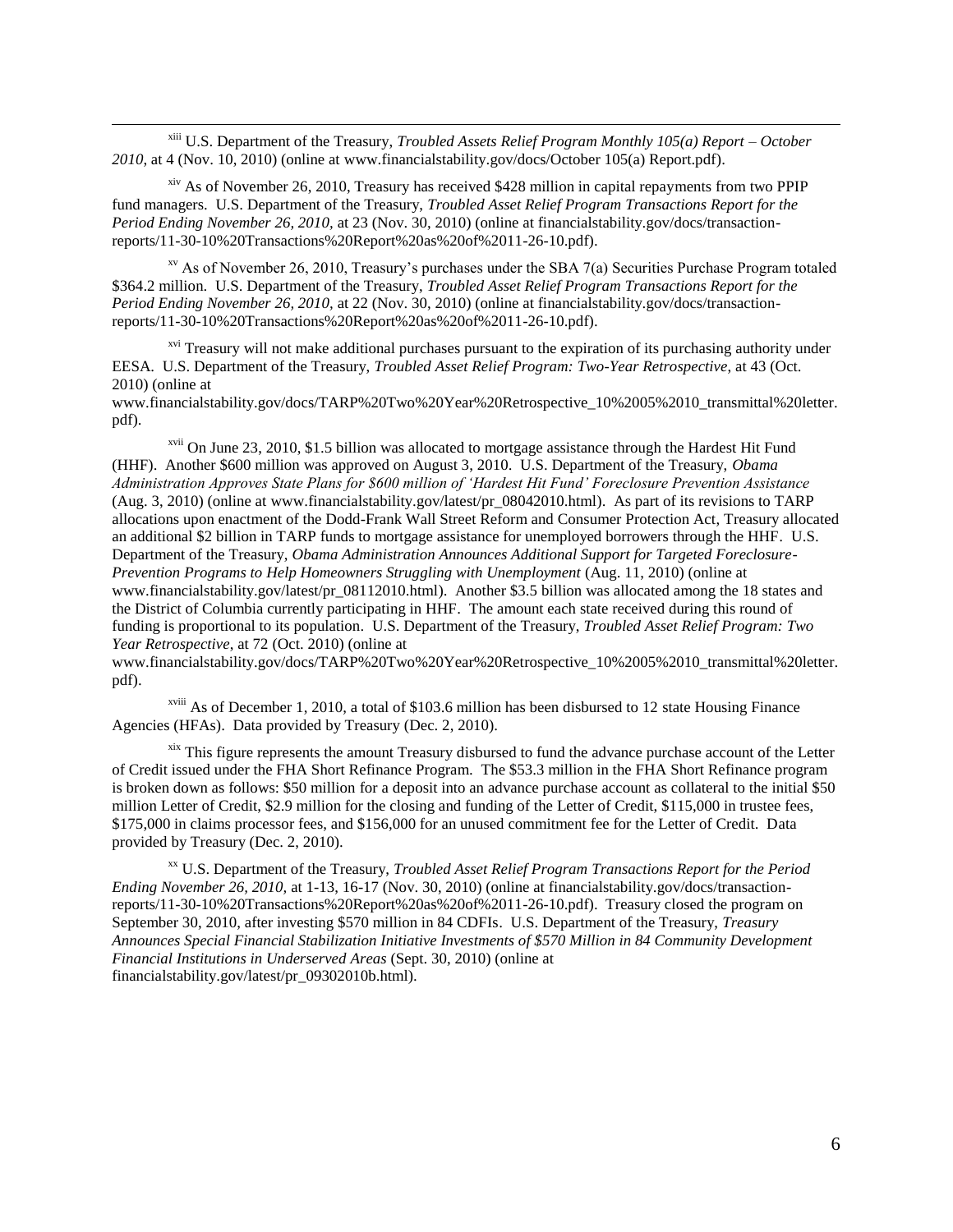[xiii] U.S. Department of the Treasury, *Troubled Assets Relief Program Monthly 105(a) Report – October 2010*, at 4 (Nov. 10, 2010) (online at www.financialstability.gov/docs/October 105(a) Report.pdf).

[xiv] As of November 26, 2010, Treasury has received $428 million in capital repayments from two PPIP fund managers. U.S. Department of the Treasury, *Troubled Asset Relief Program Transactions Report for the Period Ending November 26, 2010*, at 23 (Nov. 30, 2010) (online at financialstability.gov/docs/transaction-reports/11-30-10%20Transactions%20Report%20as%20of%2011-26-10.pdf).

[xv] As of November 26, 2010, Treasury's purchases under the SBA 7(a) Securities Purchase Program totaled $364.2 million. U.S. Department of the Treasury, *Troubled Asset Relief Program Transactions Report for the Period Ending November 26, 2010*, at 22 (Nov. 30, 2010) (online at financialstability.gov/docs/transaction-reports/11-30-10%20Transactions%20Report%20as%20of%2011-26-10.pdf).

[xvi] Treasury will not make additional purchases pursuant to the expiration of its purchasing authority under EESA. U.S. Department of the Treasury, *Troubled Asset Relief Program: Two-Year Retrospective*, at 43 (Oct. 2010) (online at www.financialstability.gov/docs/TARP%20Two%20Year%20Retrospective_10%2005%2010_transmittal%20letter.pdf).

[xvii] On June 23, 2010, $1.5 billion was allocated to mortgage assistance through the Hardest Hit Fund (HHF). Another $600 million was approved on August 3, 2010. U.S. Department of the Treasury, *Obama Administration Approves State Plans for $600 million of 'Hardest Hit Fund' Foreclosure Prevention Assistance* (Aug. 3, 2010) (online at www.financialstability.gov/latest/pr_08042010.html). As part of its revisions to TARP allocations upon enactment of the Dodd-Frank Wall Street Reform and Consumer Protection Act, Treasury allocated an additional $2 billion in TARP funds to mortgage assistance for unemployed borrowers through the HHF. U.S. Department of the Treasury, *Obama Administration Announces Additional Support for Targeted Foreclosure-Prevention Programs to Help Homeowners Struggling with Unemployment* (Aug. 11, 2010) (online at www.financialstability.gov/latest/pr_08112010.html). Another $3.5 billion was allocated among the 18 states and the District of Columbia currently participating in HHF. The amount each state received during this round of funding is proportional to its population. U.S. Department of the Treasury, *Troubled Asset Relief Program: Two Year Retrospective*, at 72 (Oct. 2010) (online at www.financialstability.gov/docs/TARP%20Two%20Year%20Retrospective_10%2005%2010_transmittal%20letter.pdf).

[xviii] As of December 1, 2010, a total of $103.6 million has been disbursed to 12 state Housing Finance Agencies (HFAs). Data provided by Treasury (Dec. 2, 2010).

[xix] This figure represents the amount Treasury disbursed to fund the advance purchase account of the Letter of Credit issued under the FHA Short Refinance Program. The $53.3 million in the FHA Short Refinance program is broken down as follows: $50 million for a deposit into an advance purchase account as collateral to the initial $50 million Letter of Credit, $2.9 million for the closing and funding of the Letter of Credit, $115,000 in trustee fees, $175,000 in claims processor fees, and $156,000 for an unused commitment fee for the Letter of Credit. Data provided by Treasury (Dec. 2, 2010).

[xx] U.S. Department of the Treasury, *Troubled Asset Relief Program Transactions Report for the Period Ending November 26, 2010*, at 1-13, 16-17 (Nov. 30, 2010) (online at financialstability.gov/docs/transaction-reports/11-30-10%20Transactions%20Report%20as%20of%2011-26-10.pdf). Treasury closed the program on September 30, 2010, after investing $570 million in 84 CDFIs. U.S. Department of the Treasury, *Treasury Announces Special Financial Stabilization Initiative Investments of $570 Million in 84 Community Development Financial Institutions in Underserved Areas* (Sept. 30, 2010) (online at financialstability.gov/latest/pr_09302010b.html).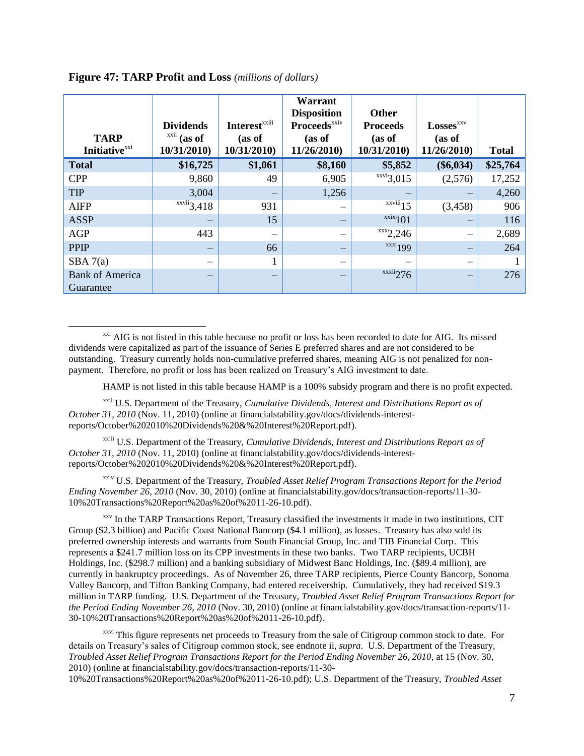**Figure 47: TARP Profit and Loss** *(millions of dollars)*

| TARP Initiative[xxi] | Dividends[xxii] (as of 10/31/2010) | Interest[xxiii] (as of 10/31/2010) | Warrant Disposition Proceeds[xxiv] (as of 11/26/2010) | Other Proceeds (as of 10/31/2010) | Losses[xxv] (as of 11/26/2010) | Total |
|---|---|---|---|---|---|---|
| **Total** | **$16,725** | **$1,061** | **$8,160** | **$5,852** | **($6,034)** | **$25,764** |
| CPP | 9,860 | 49 | 6,905 | [xxvi]3,015 | (2,576) | 17,252 |
| TIP | 3,004 | – | 1,256 | – | – | 4,260 |
| AIFP | [xxvii]3,418 | 931 | – | [xxviii]15 | (3,458) | 906 |
| ASSP | – | 15 | – | [xxix]101 | – | 116 |
| AGP | 443 | – | – | [xxx]2,246 | – | 2,689 |
| PPIP | – | 66 | – | [xxxi]199 | – | 264 |
| SBA 7(a) | – | 1 | – | – | – | 1 |
| Bank of America Guarantee | – | – | – | [xxxii]276 | – | 276 |

[xxi] AIG is not listed in this table because no profit or loss has been recorded to date for AIG. Its missed dividends were capitalized as part of the issuance of Series E preferred shares and are not considered to be outstanding. Treasury currently holds non-cumulative preferred shares, meaning AIG is not penalized for non-payment. Therefore, no profit or loss has been realized on Treasury's AIG investment to date.

HAMP is not listed in this table because HAMP is a 100% subsidy program and there is no profit expected.

[xxii] U.S. Department of the Treasury, *Cumulative Dividends, Interest and Distributions Report as of October 31, 2010* (Nov. 11, 2010) (online at financialstability.gov/docs/dividends-interest-reports/October%202010%20Dividends%20&%20Interest%20Report.pdf).

[xxiii] U.S. Department of the Treasury, *Cumulative Dividends, Interest and Distributions Report as of October 31, 2010* (Nov. 11, 2010) (online at financialstability.gov/docs/dividends-interest-reports/October%202010%20Dividends%20&%20Interest%20Report.pdf).

[xxiv] U.S. Department of the Treasury, *Troubled Asset Relief Program Transactions Report for the Period Ending November 26, 2010* (Nov. 30, 2010) (online at financialstability.gov/docs/transaction-reports/11-30-10%20Transactions%20Report%20as%20of%2011-26-10.pdf).

[xxv] In the TARP Transactions Report, Treasury classified the investments it made in two institutions, CIT Group ($2.3 billion) and Pacific Coast National Bancorp ($4.1 million), as losses. Treasury has also sold its preferred ownership interests and warrants from South Financial Group, Inc. and TIB Financial Corp. This represents a $241.7 million loss on its CPP investments in these two banks. Two TARP recipients, UCBH Holdings, Inc. ($298.7 million) and a banking subsidiary of Midwest Banc Holdings, Inc. ($89.4 million), are currently in bankruptcy proceedings. As of November 26, three TARP recipients, Pierce County Bancorp, Sonoma Valley Bancorp, and Tifton Banking Company, had entered receivership. Cumulatively, they had received $19.3 million in TARP funding. U.S. Department of the Treasury, *Troubled Asset Relief Program Transactions Report for the Period Ending November 26, 2010* (Nov. 30, 2010) (online at financialstability.gov/docs/transaction-reports/11-30-10%20Transactions%20Report%20as%20of%2011-26-10.pdf).

[xxvi] This figure represents net proceeds to Treasury from the sale of Citigroup common stock to date. For details on Treasury's sales of Citigroup common stock, see endnote ii, *supra*. U.S. Department of the Treasury, *Troubled Asset Relief Program Transactions Report for the Period Ending November 26, 2010*, at 15 (Nov. 30, 2010) (online at financialstability.gov/docs/transaction-reports/11-30-10%20Transactions%20Report%20as%20of%2011-26-10.pdf); U.S. Department of the Treasury, *Troubled Asset*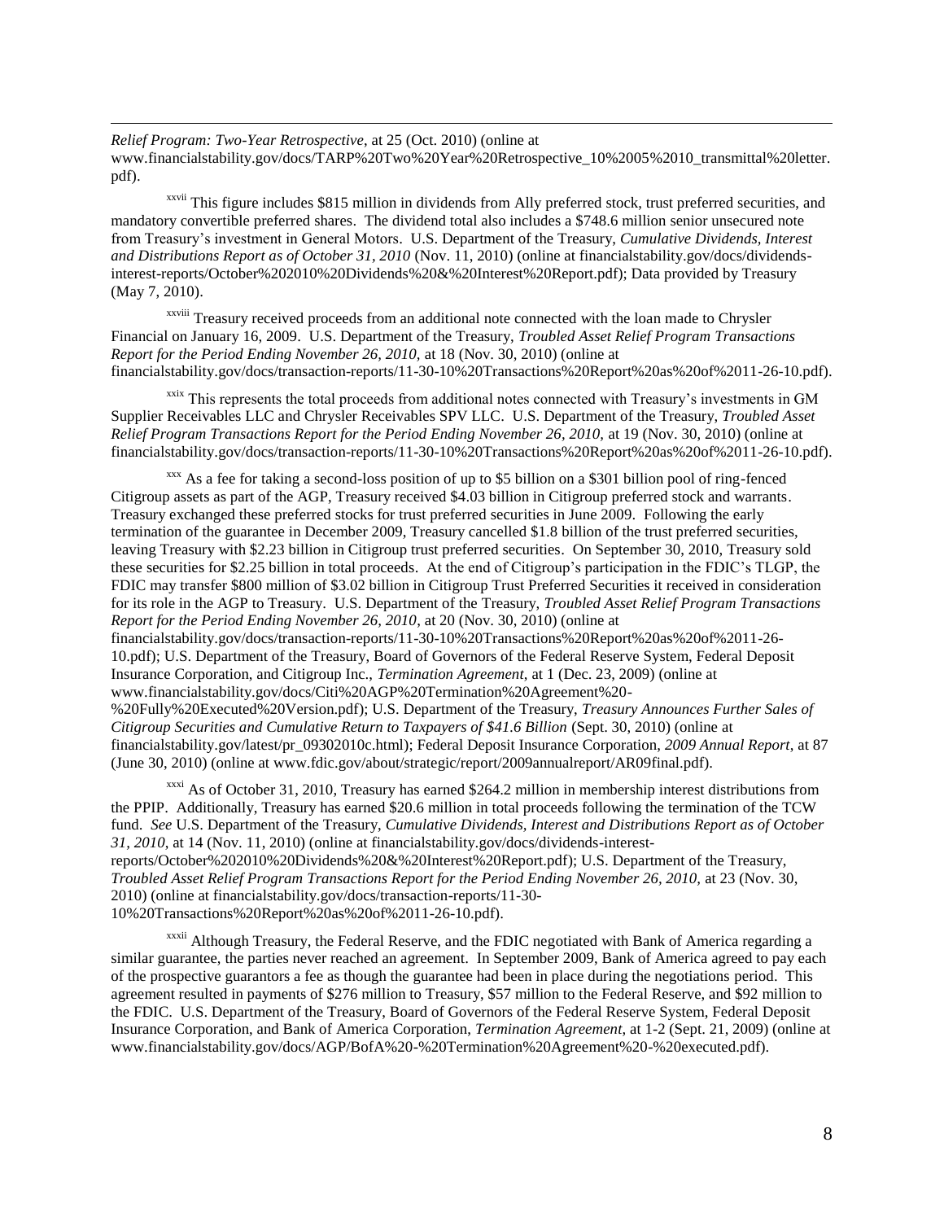*Relief Program: Two-Year Retrospective*, at 25 (Oct. 2010) (online at www.financialstability.gov/docs/TARP%20Two%20Year%20Retrospective_10%2005%2010_transmittal%20letter.pdf).

[xxvii] This figure includes $815 million in dividends from Ally preferred stock, trust preferred securities, and mandatory convertible preferred shares. The dividend total also includes a $748.6 million senior unsecured note from Treasury's investment in General Motors. U.S. Department of the Treasury, *Cumulative Dividends, Interest and Distributions Report as of October 31, 2010* (Nov. 11, 2010) (online at financialstability.gov/docs/dividends-interest-reports/October%202010%20Dividends%20&%20Interest%20Report.pdf); Data provided by Treasury (May 7, 2010).

[xxviii] Treasury received proceeds from an additional note connected with the loan made to Chrysler Financial on January 16, 2009. U.S. Department of the Treasury, *Troubled Asset Relief Program Transactions Report for the Period Ending November 26, 2010,* at 18 (Nov. 30, 2010) (online at financialstability.gov/docs/transaction-reports/11-30-10%20Transactions%20Report%20as%20of%2011-26-10.pdf).

[xxix] This represents the total proceeds from additional notes connected with Treasury's investments in GM Supplier Receivables LLC and Chrysler Receivables SPV LLC. U.S. Department of the Treasury, *Troubled Asset Relief Program Transactions Report for the Period Ending November 26, 2010,* at 19 (Nov. 30, 2010) (online at financialstability.gov/docs/transaction-reports/11-30-10%20Transactions%20Report%20as%20of%2011-26-10.pdf).

[xxx] As a fee for taking a second-loss position of up to $5 billion on a $301 billion pool of ring-fenced Citigroup assets as part of the AGP, Treasury received $4.03 billion in Citigroup preferred stock and warrants. Treasury exchanged these preferred stocks for trust preferred securities in June 2009. Following the early termination of the guarantee in December 2009, Treasury cancelled $1.8 billion of the trust preferred securities, leaving Treasury with $2.23 billion in Citigroup trust preferred securities. On September 30, 2010, Treasury sold these securities for $2.25 billion in total proceeds. At the end of Citigroup's participation in the FDIC's TLGP, the FDIC may transfer $800 million of $3.02 billion in Citigroup Trust Preferred Securities it received in consideration for its role in the AGP to Treasury. U.S. Department of the Treasury, *Troubled Asset Relief Program Transactions Report for the Period Ending November 26, 2010,* at 20 (Nov. 30, 2010) (online at financialstability.gov/docs/transaction-reports/11-30-10%20Transactions%20Report%20as%20of%2011-26-10.pdf); U.S. Department of the Treasury, Board of Governors of the Federal Reserve System, Federal Deposit Insurance Corporation, and Citigroup Inc., *Termination Agreement,* at 1 (Dec. 23, 2009) (online at www.financialstability.gov/docs/Citi%20AGP%20Termination%20Agreement%20-%20Fully%20Executed%20Version.pdf); U.S. Department of the Treasury, *Treasury Announces Further Sales of Citigroup Securities and Cumulative Return to Taxpayers of $41.6 Billion* (Sept. 30, 2010) (online at financialstability.gov/latest/pr_09302010c.html); Federal Deposit Insurance Corporation, *2009 Annual Report*, at 87 (June 30, 2010) (online at www.fdic.gov/about/strategic/report/2009annualreport/AR09final.pdf).

[xxxi] As of October 31, 2010, Treasury has earned $264.2 million in membership interest distributions from the PPIP. Additionally, Treasury has earned $20.6 million in total proceeds following the termination of the TCW fund. *See* U.S. Department of the Treasury, *Cumulative Dividends, Interest and Distributions Report as of October 31, 2010*, at 14 (Nov. 11, 2010) (online at financialstability.gov/docs/dividends-interest-reports/October%202010%20Dividends%20&%20Interest%20Report.pdf); U.S. Department of the Treasury, *Troubled Asset Relief Program Transactions Report for the Period Ending November 26, 2010,* at 23 (Nov. 30, 2010) (online at financialstability.gov/docs/transaction-reports/11-30-10%20Transactions%20Report%20as%20of%2011-26-10.pdf).

[xxxii] Although Treasury, the Federal Reserve, and the FDIC negotiated with Bank of America regarding a similar guarantee, the parties never reached an agreement. In September 2009, Bank of America agreed to pay each of the prospective guarantors a fee as though the guarantee had been in place during the negotiations period. This agreement resulted in payments of $276 million to Treasury, $57 million to the Federal Reserve, and $92 million to the FDIC. U.S. Department of the Treasury, Board of Governors of the Federal Reserve System, Federal Deposit Insurance Corporation, and Bank of America Corporation, *Termination Agreement*, at 1-2 (Sept. 21, 2009) (online at www.financialstability.gov/docs/AGP/BofA%20-%20Termination%20Agreement%20-%20executed.pdf).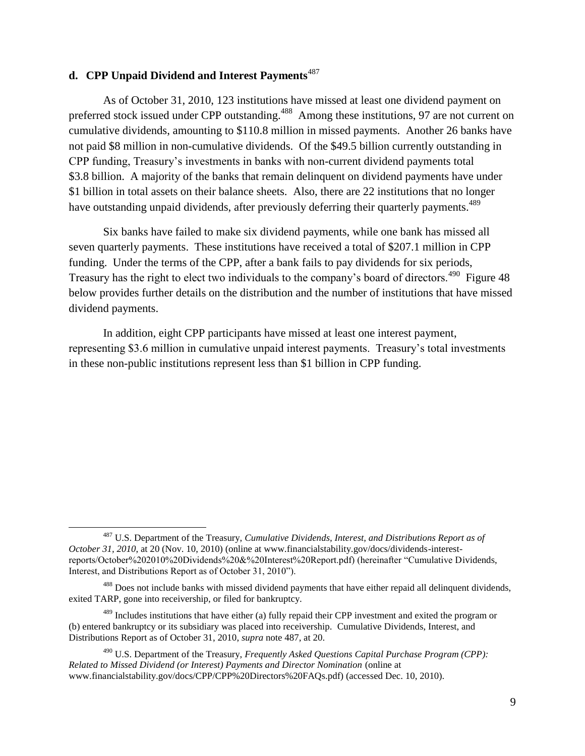### d. CPP Unpaid Dividend and Interest Payments[487]

As of October 31, 2010, 123 institutions have missed at least one dividend payment on preferred stock issued under CPP outstanding.[488] Among these institutions, 97 are not current on cumulative dividends, amounting to $110.8 million in missed payments. Another 26 banks have not paid $8 million in non-cumulative dividends. Of the $49.5 billion currently outstanding in CPP funding, Treasury's investments in banks with non-current dividend payments total $3.8 billion. A majority of the banks that remain delinquent on dividend payments have under $1 billion in total assets on their balance sheets. Also, there are 22 institutions that no longer have outstanding unpaid dividends, after previously deferring their quarterly payments.[489]

Six banks have failed to make six dividend payments, while one bank has missed all seven quarterly payments. These institutions have received a total of $207.1 million in CPP funding. Under the terms of the CPP, after a bank fails to pay dividends for six periods, Treasury has the right to elect two individuals to the company's board of directors.[490] Figure 48 below provides further details on the distribution and the number of institutions that have missed dividend payments.

In addition, eight CPP participants have missed at least one interest payment, representing $3.6 million in cumulative unpaid interest payments. Treasury's total investments in these non-public institutions represent less than $1 billion in CPP funding.

---

[487] U.S. Department of the Treasury, *Cumulative Dividends, Interest, and Distributions Report as of October 31, 2010*, at 20 (Nov. 10, 2010) (online at www.financialstability.gov/docs/dividends-interest-reports/October%202010%20Dividends%20&%20Interest%20Report.pdf) (hereinafter "Cumulative Dividends, Interest, and Distributions Report as of October 31, 2010").

[488] Does not include banks with missed dividend payments that have either repaid all delinquent dividends, exited TARP, gone into receivership, or filed for bankruptcy.

[489] Includes institutions that have either (a) fully repaid their CPP investment and exited the program or (b) entered bankruptcy or its subsidiary was placed into receivership. Cumulative Dividends, Interest, and Distributions Report as of October 31, 2010, *supra* note 487, at 20.

[490] U.S. Department of the Treasury, *Frequently Asked Questions Capital Purchase Program (CPP): Related to Missed Dividend (or Interest) Payments and Director Nomination* (online at www.financialstability.gov/docs/CPP/CPP%20Directors%20FAQs.pdf) (accessed Dec. 10, 2010).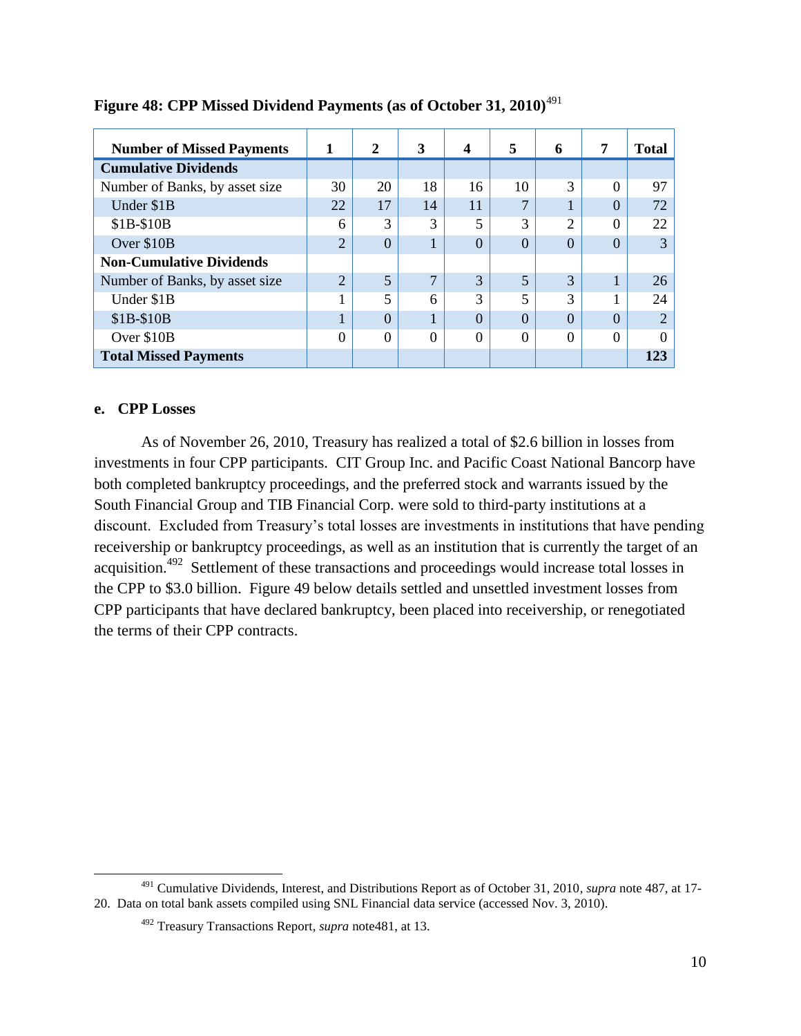**Figure 48: CPP Missed Dividend Payments (as of October 31, 2010)**[491]

| Number of Missed Payments | 1 | 2 | 3 | 4 | 5 | 6 | 7 | Total |
|---|---|---|---|---|---|---|---|---|
| **Cumulative Dividends** | | | | | | | | |
| Number of Banks, by asset size | 30 | 20 | 18 | 16 | 10 | 3 | 0 | 97 |
| Under $1B | 22 | 17 | 14 | 11 | 7 | 1 | 0 | 72 |
| $1B-$10B | 6 | 3 | 3 | 5 | 3 | 2 | 0 | 22 |
| Over $10B | 2 | 0 | 1 | 0 | 0 | 0 | 0 | 3 |
| **Non-Cumulative Dividends** | | | | | | | | |
| Number of Banks, by asset size | 2 | 5 | 7 | 3 | 5 | 3 | 1 | 26 |
| Under $1B | 1 | 5 | 6 | 3 | 5 | 3 | 1 | 24 |
| $1B-$10B | 1 | 0 | 1 | 0 | 0 | 0 | 0 | 2 |
| Over $10B | 0 | 0 | 0 | 0 | 0 | 0 | 0 | 0 |
| **Total Missed Payments** | | | | | | | | **123** |

**e. CPP Losses**

As of November 26, 2010, Treasury has realized a total of $2.6 billion in losses from investments in four CPP participants. CIT Group Inc. and Pacific Coast National Bancorp have both completed bankruptcy proceedings, and the preferred stock and warrants issued by the South Financial Group and TIB Financial Corp. were sold to third-party institutions at a discount. Excluded from Treasury's total losses are investments in institutions that have pending receivership or bankruptcy proceedings, as well as an institution that is currently the target of an acquisition.[492] Settlement of these transactions and proceedings would increase total losses in the CPP to $3.0 billion. Figure 49 below details settled and unsettled investment losses from CPP participants that have declared bankruptcy, been placed into receivership, or renegotiated the terms of their CPP contracts.

[491] Cumulative Dividends, Interest, and Distributions Report as of October 31, 2010, *supra* note 487, at 17-20. Data on total bank assets compiled using SNL Financial data service (accessed Nov. 3, 2010).

[492] Treasury Transactions Report, *supra* note481, at 13.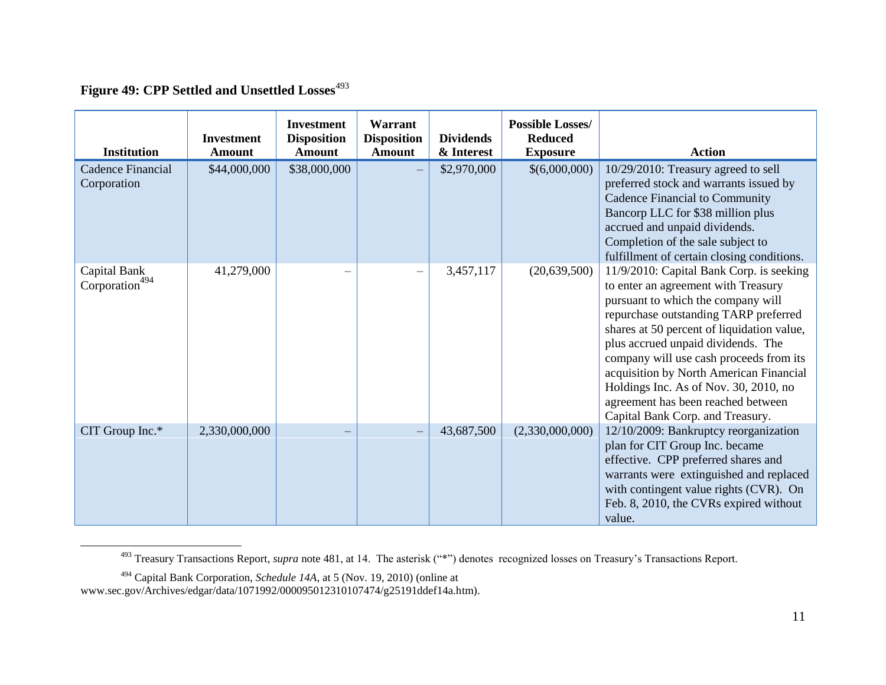**Figure 49: CPP Settled and Unsettled Losses**[493]

| Institution | Investment Amount | Investment Disposition Amount | Warrant Disposition Amount | Dividends & Interest | Possible Losses/ Reduced Exposure | Action |
|---|---|---|---|---|---|---|
| Cadence Financial Corporation | $44,000,000 | $38,000,000 | – | $2,970,000 | $(6,000,000) | 10/29/2010: Treasury agreed to sell preferred stock and warrants issued by Cadence Financial to Community Bancorp LLC for $38 million plus accrued and unpaid dividends. Completion of the sale subject to fulfillment of certain closing conditions. |
| Capital Bank Corporation[494] | 41,279,000 | – | – | 3,457,117 | (20,639,500) | 11/9/2010: Capital Bank Corp. is seeking to enter an agreement with Treasury pursuant to which the company will repurchase outstanding TARP preferred shares at 50 percent of liquidation value, plus accrued unpaid dividends. The company will use cash proceeds from its acquisition by North American Financial Holdings Inc. As of Nov. 30, 2010, no agreement has been reached between Capital Bank Corp. and Treasury. |
| CIT Group Inc.* | 2,330,000,000 | – | – | 43,687,500 | (2,330,000,000) | 12/10/2009: Bankruptcy reorganization plan for CIT Group Inc. became effective. CPP preferred shares and warrants were extinguished and replaced with contingent value rights (CVR). On Feb. 8, 2010, the CVRs expired without value. |

[493] Treasury Transactions Report, *supra* note 481, at 14. The asterisk ("*") denotes recognized losses on Treasury's Transactions Report.

[494] Capital Bank Corporation, *Schedule 14A*, at 5 (Nov. 19, 2010) (online at www.sec.gov/Archives/edgar/data/1071992/000095012310107474/g25191ddef14a.htm).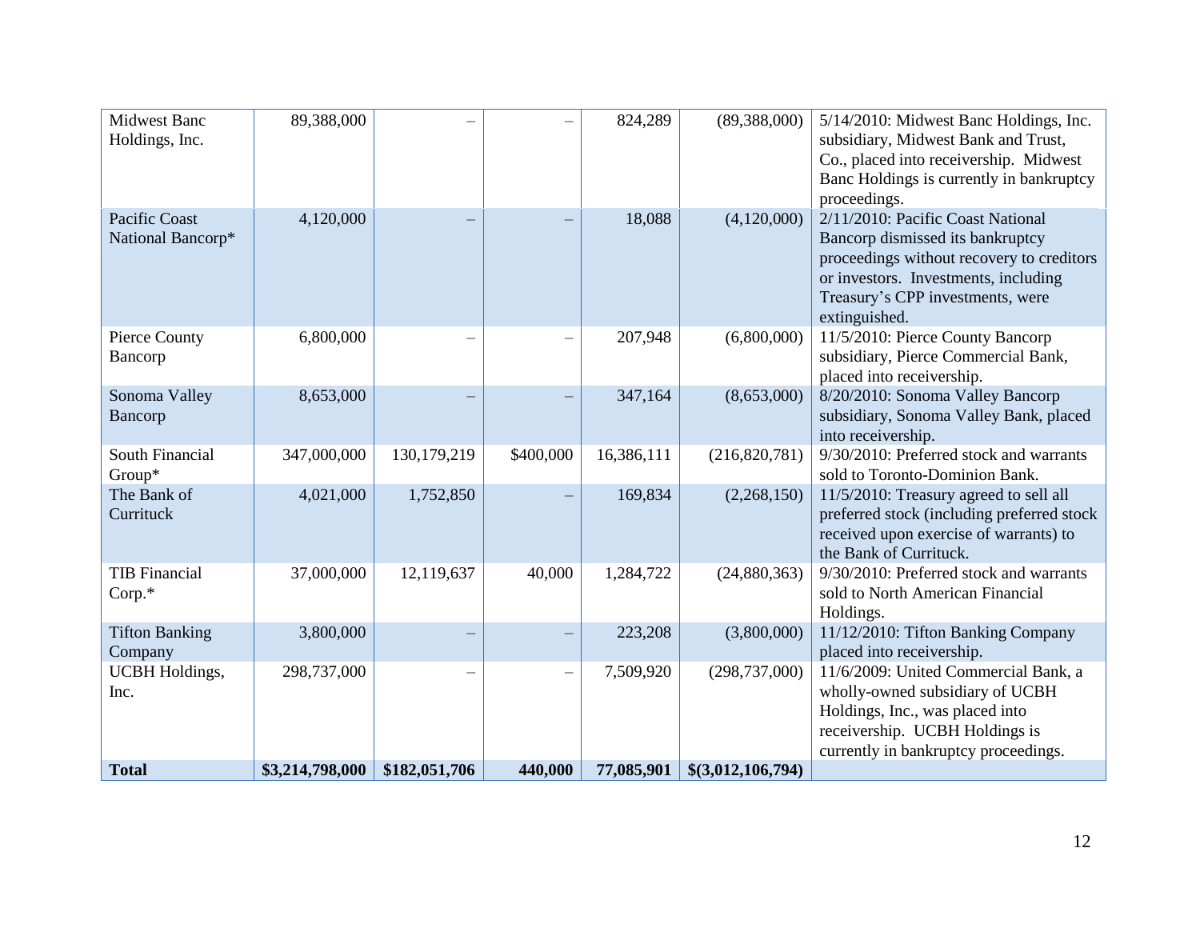| | | | | | | |
|---|---|---|---|---|---|---|
| Midwest Banc Holdings, Inc. | 89,388,000 | – | – | 824,289 | (89,388,000) | 5/14/2010: Midwest Banc Holdings, Inc. subsidiary, Midwest Bank and Trust, Co., placed into receivership. Midwest Banc Holdings is currently in bankruptcy proceedings. |
| Pacific Coast National Bancorp* | 4,120,000 | – | – | 18,088 | (4,120,000) | 2/11/2010: Pacific Coast National Bancorp dismissed its bankruptcy proceedings without recovery to creditors or investors. Investments, including Treasury's CPP investments, were extinguished. |
| Pierce County Bancorp | 6,800,000 | – | – | 207,948 | (6,800,000) | 11/5/2010: Pierce County Bancorp subsidiary, Pierce Commercial Bank, placed into receivership. |
| Sonoma Valley Bancorp | 8,653,000 | – | – | 347,164 | (8,653,000) | 8/20/2010: Sonoma Valley Bancorp subsidiary, Sonoma Valley Bank, placed into receivership. |
| South Financial Group* | 347,000,000 | 130,179,219 | $400,000 | 16,386,111 | (216,820,781) | 9/30/2010: Preferred stock and warrants sold to Toronto-Dominion Bank. |
| The Bank of Currituck | 4,021,000 | 1,752,850 | – | 169,834 | (2,268,150) | 11/5/2010: Treasury agreed to sell all preferred stock (including preferred stock received upon exercise of warrants) to the Bank of Currituck. |
| TIB Financial Corp.* | 37,000,000 | 12,119,637 | 40,000 | 1,284,722 | (24,880,363) | 9/30/2010: Preferred stock and warrants sold to North American Financial Holdings. |
| Tifton Banking Company | 3,800,000 | – | – | 223,208 | (3,800,000) | 11/12/2010: Tifton Banking Company placed into receivership. |
| UCBH Holdings, Inc. | 298,737,000 | – | – | 7,509,920 | (298,737,000) | 11/6/2009: United Commercial Bank, a wholly-owned subsidiary of UCBH Holdings, Inc., was placed into receivership. UCBH Holdings is currently in bankruptcy proceedings. |
| **Total** | **$3,214,798,000** | **$182,051,706** | **440,000** | **77,085,901** | **$(3,012,106,794)** | |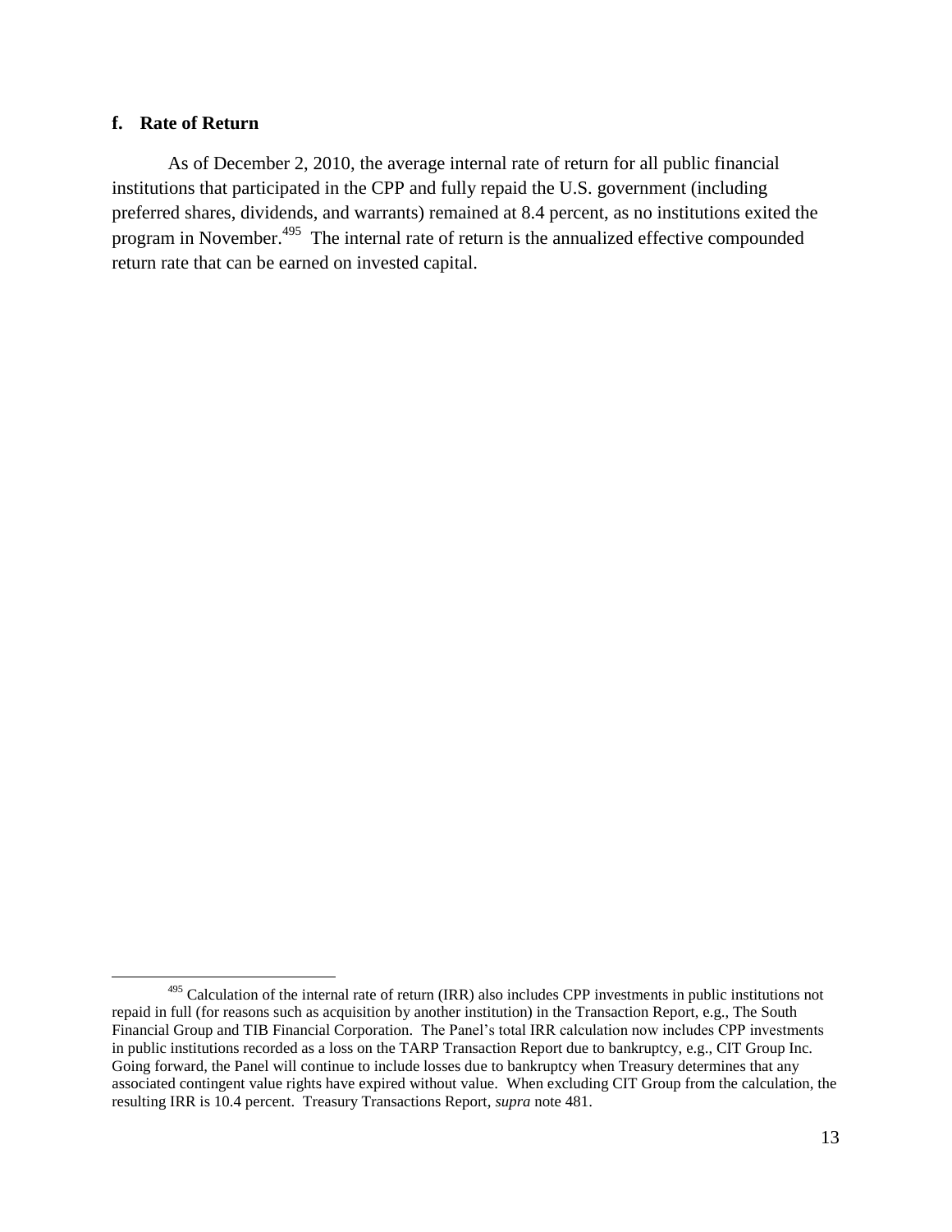### f. Rate of Return

As of December 2, 2010, the average internal rate of return for all public financial institutions that participated in the CPP and fully repaid the U.S. government (including preferred shares, dividends, and warrants) remained at 8.4 percent, as no institutions exited the program in November.[495] The internal rate of return is the annualized effective compounded return rate that can be earned on invested capital.

---

[495] Calculation of the internal rate of return (IRR) also includes CPP investments in public institutions not repaid in full (for reasons such as acquisition by another institution) in the Transaction Report, e.g., The South Financial Group and TIB Financial Corporation. The Panel's total IRR calculation now includes CPP investments in public institutions recorded as a loss on the TARP Transaction Report due to bankruptcy, e.g., CIT Group Inc. Going forward, the Panel will continue to include losses due to bankruptcy when Treasury determines that any associated contingent value rights have expired without value. When excluding CIT Group from the calculation, the resulting IRR is 10.4 percent. Treasury Transactions Report, *supra* note 481.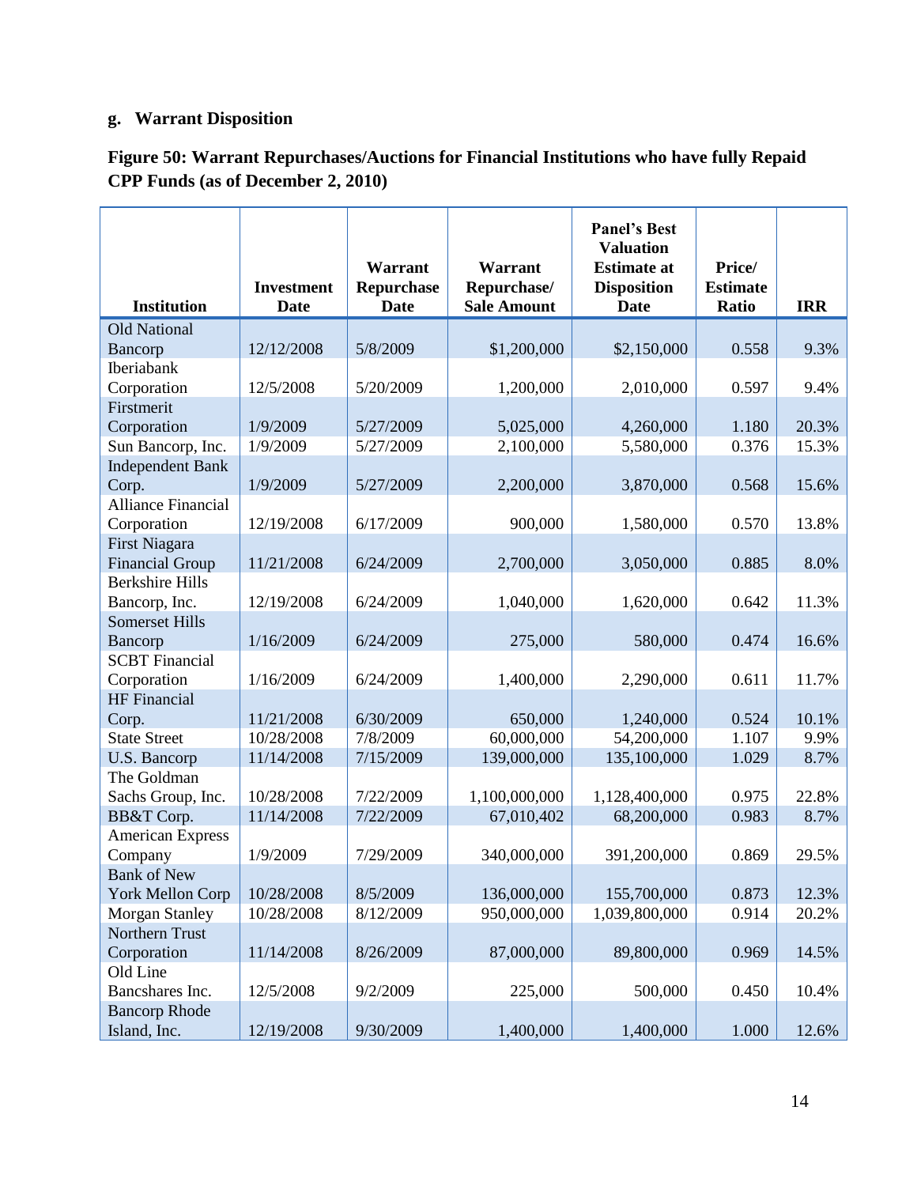### g. Warrant Disposition

**Figure 50: Warrant Repurchases/Auctions for Financial Institutions who have fully Repaid CPP Funds (as of December 2, 2010)**

| Institution | Investment Date | Warrant Repurchase Date | Warrant Repurchase/ Sale Amount | Panel's Best Valuation Estimate at Disposition Date | Price/ Estimate Ratio | IRR |
|---|---|---|---|---|---|---|
| Old National Bancorp | 12/12/2008 | 5/8/2009 | $1,200,000 | $2,150,000 | 0.558 | 9.3% |
| Iberiabank Corporation | 12/5/2008 | 5/20/2009 | 1,200,000 | 2,010,000 | 0.597 | 9.4% |
| Firstmerit Corporation | 1/9/2009 | 5/27/2009 | 5,025,000 | 4,260,000 | 1.180 | 20.3% |
| Sun Bancorp, Inc. | 1/9/2009 | 5/27/2009 | 2,100,000 | 5,580,000 | 0.376 | 15.3% |
| Independent Bank Corp. | 1/9/2009 | 5/27/2009 | 2,200,000 | 3,870,000 | 0.568 | 15.6% |
| Alliance Financial Corporation | 12/19/2008 | 6/17/2009 | 900,000 | 1,580,000 | 0.570 | 13.8% |
| First Niagara Financial Group | 11/21/2008 | 6/24/2009 | 2,700,000 | 3,050,000 | 0.885 | 8.0% |
| Berkshire Hills Bancorp, Inc. | 12/19/2008 | 6/24/2009 | 1,040,000 | 1,620,000 | 0.642 | 11.3% |
| Somerset Hills Bancorp | 1/16/2009 | 6/24/2009 | 275,000 | 580,000 | 0.474 | 16.6% |
| SCBT Financial Corporation | 1/16/2009 | 6/24/2009 | 1,400,000 | 2,290,000 | 0.611 | 11.7% |
| HF Financial Corp. | 11/21/2008 | 6/30/2009 | 650,000 | 1,240,000 | 0.524 | 10.1% |
| State Street | 10/28/2008 | 7/8/2009 | 60,000,000 | 54,200,000 | 1.107 | 9.9% |
| U.S. Bancorp | 11/14/2008 | 7/15/2009 | 139,000,000 | 135,100,000 | 1.029 | 8.7% |
| The Goldman Sachs Group, Inc. | 10/28/2008 | 7/22/2009 | 1,100,000,000 | 1,128,400,000 | 0.975 | 22.8% |
| BB&T Corp. | 11/14/2008 | 7/22/2009 | 67,010,402 | 68,200,000 | 0.983 | 8.7% |
| American Express Company | 1/9/2009 | 7/29/2009 | 340,000,000 | 391,200,000 | 0.869 | 29.5% |
| Bank of New York Mellon Corp | 10/28/2008 | 8/5/2009 | 136,000,000 | 155,700,000 | 0.873 | 12.3% |
| Morgan Stanley | 10/28/2008 | 8/12/2009 | 950,000,000 | 1,039,800,000 | 0.914 | 20.2% |
| Northern Trust Corporation | 11/14/2008 | 8/26/2009 | 87,000,000 | 89,800,000 | 0.969 | 14.5% |
| Old Line Bancshares Inc. | 12/5/2008 | 9/2/2009 | 225,000 | 500,000 | 0.450 | 10.4% |
| Bancorp Rhode Island, Inc. | 12/19/2008 | 9/30/2009 | 1,400,000 | 1,400,000 | 1.000 | 12.6% |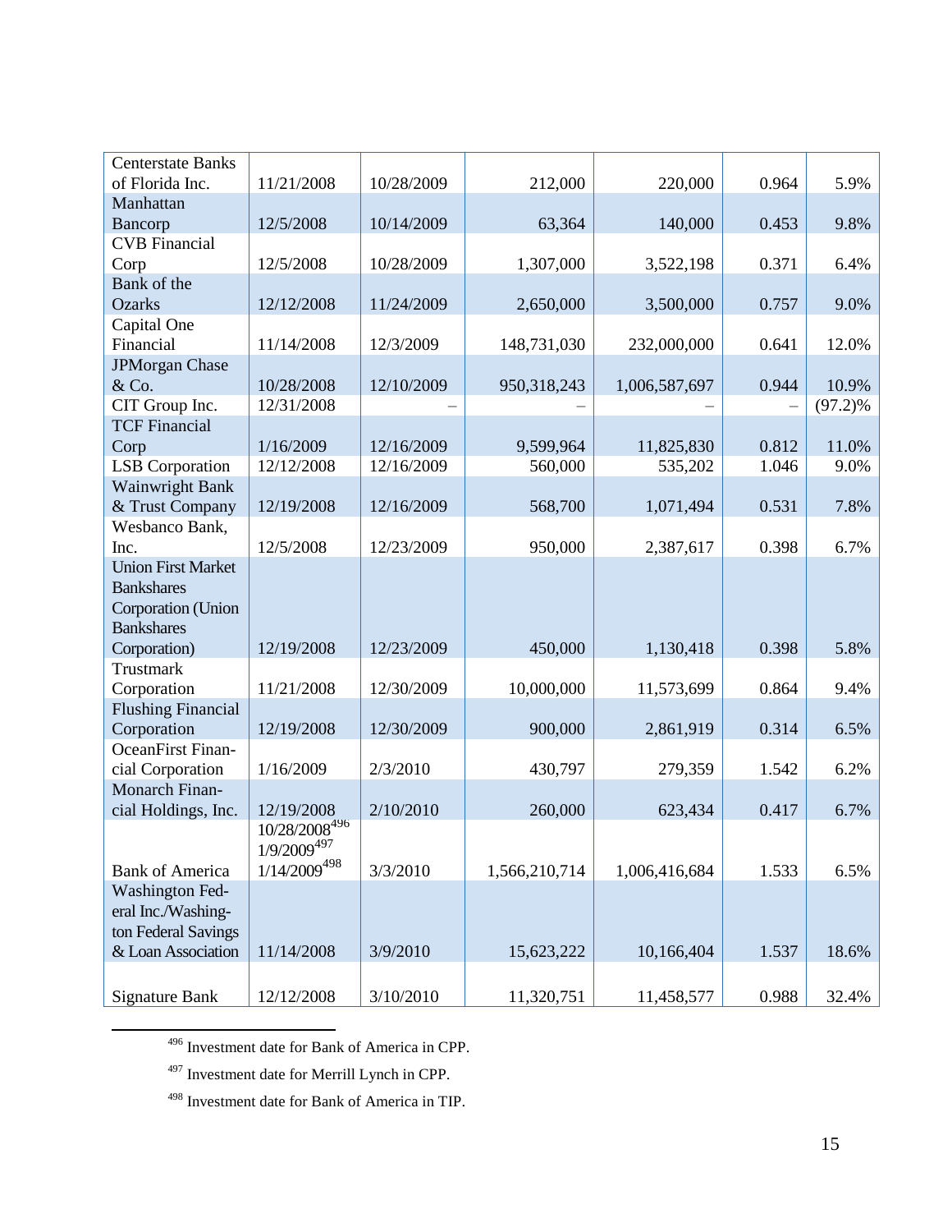| | | | | | | |
|---|---|---|---|---|---|---|
| Centerstate Banks of Florida Inc. | 11/21/2008 | 10/28/2009 | 212,000 | 220,000 | 0.964 | 5.9% |
| Manhattan Bancorp | 12/5/2008 | 10/14/2009 | 63,364 | 140,000 | 0.453 | 9.8% |
| CVB Financial Corp | 12/5/2008 | 10/28/2009 | 1,307,000 | 3,522,198 | 0.371 | 6.4% |
| Bank of the Ozarks | 12/12/2008 | 11/24/2009 | 2,650,000 | 3,500,000 | 0.757 | 9.0% |
| Capital One Financial | 11/14/2008 | 12/3/2009 | 148,731,030 | 232,000,000 | 0.641 | 12.0% |
| JPMorgan Chase & Co. | 10/28/2008 | 12/10/2009 | 950,318,243 | 1,006,587,697 | 0.944 | 10.9% |
| CIT Group Inc. | 12/31/2008 | – | – | – | – | (97.2)% |
| TCF Financial Corp | 1/16/2009 | 12/16/2009 | 9,599,964 | 11,825,830 | 0.812 | 11.0% |
| LSB Corporation | 12/12/2008 | 12/16/2009 | 560,000 | 535,202 | 1.046 | 9.0% |
| Wainwright Bank & Trust Company | 12/19/2008 | 12/16/2009 | 568,700 | 1,071,494 | 0.531 | 7.8% |
| Wesbanco Bank, Inc. | 12/5/2008 | 12/23/2009 | 950,000 | 2,387,617 | 0.398 | 6.7% |
| Union First Market Bankshares Corporation (Union Bankshares Corporation) | 12/19/2008 | 12/23/2009 | 450,000 | 1,130,418 | 0.398 | 5.8% |
| Trustmark Corporation | 11/21/2008 | 12/30/2009 | 10,000,000 | 11,573,699 | 0.864 | 9.4% |
| Flushing Financial Corporation | 12/19/2008 | 12/30/2009 | 900,000 | 2,861,919 | 0.314 | 6.5% |
| OceanFirst Financial Corporation | 1/16/2009 | 2/3/2010 | 430,797 | 279,359 | 1.542 | 6.2% |
| Monarch Financial Holdings, Inc. | 12/19/2008 | 2/10/2010 | 260,000 | 623,434 | 0.417 | 6.7% |
| Bank of America | 10/28/2008[496] 1/9/2009[497] 1/14/2009[498] | 3/3/2010 | 1,566,210,714 | 1,006,416,684 | 1.533 | 6.5% |
| Washington Federal Inc./Washington Federal Savings & Loan Association | 11/14/2008 | 3/9/2010 | 15,623,222 | 10,166,404 | 1.537 | 18.6% |
| Signature Bank | 12/12/2008 | 3/10/2010 | 11,320,751 | 11,458,577 | 0.988 | 32.4% |

[496] Investment date for Bank of America in CPP.

[497] Investment date for Merrill Lynch in CPP.

[498] Investment date for Bank of America in TIP.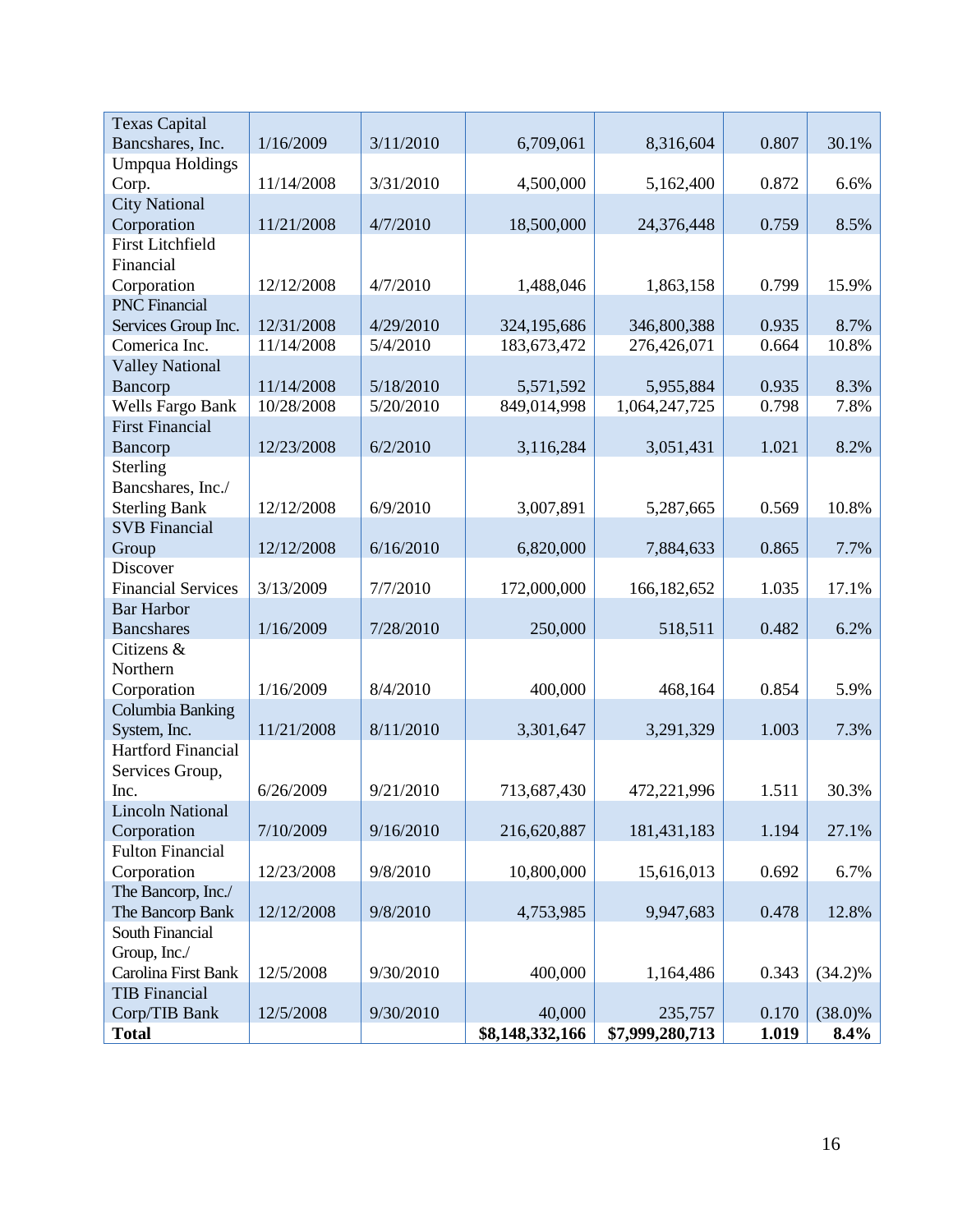| | | | | | | |
|---|---|---|---|---|---|---|
| Texas Capital Bancshares, Inc. | 1/16/2009 | 3/11/2010 | 6,709,061 | 8,316,604 | 0.807 | 30.1% |
| Umpqua Holdings Corp. | 11/14/2008 | 3/31/2010 | 4,500,000 | 5,162,400 | 0.872 | 6.6% |
| City National Corporation | 11/21/2008 | 4/7/2010 | 18,500,000 | 24,376,448 | 0.759 | 8.5% |
| First Litchfield Financial Corporation | 12/12/2008 | 4/7/2010 | 1,488,046 | 1,863,158 | 0.799 | 15.9% |
| PNC Financial Services Group Inc. | 12/31/2008 | 4/29/2010 | 324,195,686 | 346,800,388 | 0.935 | 8.7% |
| Comerica Inc. | 11/14/2008 | 5/4/2010 | 183,673,472 | 276,426,071 | 0.664 | 10.8% |
| Valley National Bancorp | 11/14/2008 | 5/18/2010 | 5,571,592 | 5,955,884 | 0.935 | 8.3% |
| Wells Fargo Bank | 10/28/2008 | 5/20/2010 | 849,014,998 | 1,064,247,725 | 0.798 | 7.8% |
| First Financial Bancorp | 12/23/2008 | 6/2/2010 | 3,116,284 | 3,051,431 | 1.021 | 8.2% |
| Sterling Bancshares, Inc./ Sterling Bank | 12/12/2008 | 6/9/2010 | 3,007,891 | 5,287,665 | 0.569 | 10.8% |
| SVB Financial Group | 12/12/2008 | 6/16/2010 | 6,820,000 | 7,884,633 | 0.865 | 7.7% |
| Discover Financial Services | 3/13/2009 | 7/7/2010 | 172,000,000 | 166,182,652 | 1.035 | 17.1% |
| Bar Harbor Bancshares | 1/16/2009 | 7/28/2010 | 250,000 | 518,511 | 0.482 | 6.2% |
| Citizens & Northern Corporation | 1/16/2009 | 8/4/2010 | 400,000 | 468,164 | 0.854 | 5.9% |
| Columbia Banking System, Inc. | 11/21/2008 | 8/11/2010 | 3,301,647 | 3,291,329 | 1.003 | 7.3% |
| Hartford Financial Services Group, Inc. | 6/26/2009 | 9/21/2010 | 713,687,430 | 472,221,996 | 1.511 | 30.3% |
| Lincoln National Corporation | 7/10/2009 | 9/16/2010 | 216,620,887 | 181,431,183 | 1.194 | 27.1% |
| Fulton Financial Corporation | 12/23/2008 | 9/8/2010 | 10,800,000 | 15,616,013 | 0.692 | 6.7% |
| The Bancorp, Inc./ The Bancorp Bank | 12/12/2008 | 9/8/2010 | 4,753,985 | 9,947,683 | 0.478 | 12.8% |
| South Financial Group, Inc./ Carolina First Bank | 12/5/2008 | 9/30/2010 | 400,000 | 1,164,486 | 0.343 | (34.2)% |
| TIB Financial Corp/TIB Bank | 12/5/2008 | 9/30/2010 | 40,000 | 235,757 | 0.170 | (38.0)% |
| **Total** | | | **$8,148,332,166** | **$7,999,280,713** | **1.019** | **8.4%** |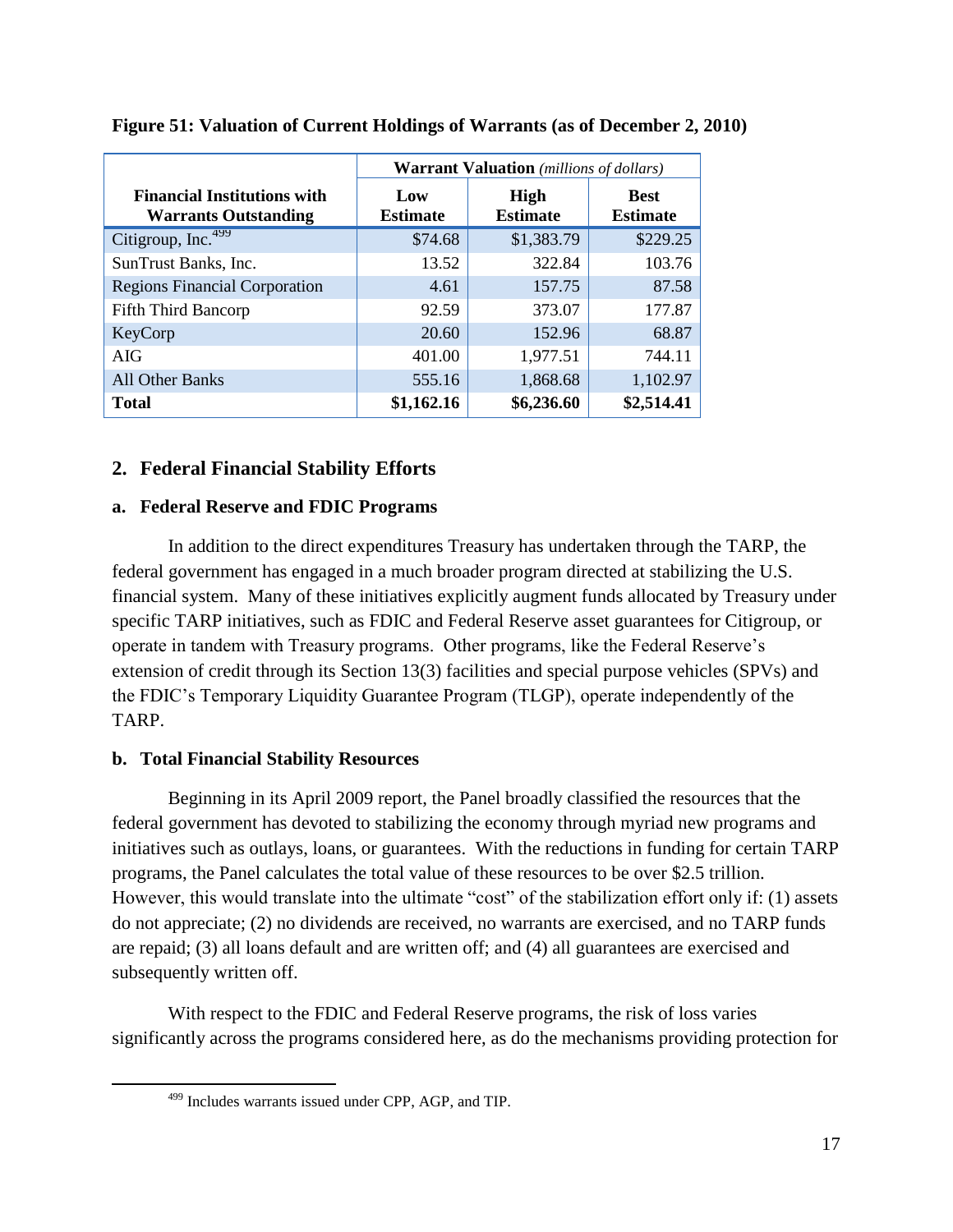**Figure 51: Valuation of Current Holdings of Warrants (as of December 2, 2010)**

| Financial Institutions with Warrants Outstanding | Warrant Valuation *(millions of dollars)* | | |
|---|---|---|---|
| | Low Estimate | High Estimate | Best Estimate |
| Citigroup, Inc.[499] | $74.68 | $1,383.79 | $229.25 |
| SunTrust Banks, Inc. | 13.52 | 322.84 | 103.76 |
| Regions Financial Corporation | 4.61 | 157.75 | 87.58 |
| Fifth Third Bancorp | 92.59 | 373.07 | 177.87 |
| KeyCorp | 20.60 | 152.96 | 68.87 |
| AIG | 401.00 | 1,977.51 | 744.11 |
| All Other Banks | 555.16 | 1,868.68 | 1,102.97 |
| **Total** | **$1,162.16** | **$6,236.60** | **$2,514.41** |

## 2. Federal Financial Stability Efforts

### a. Federal Reserve and FDIC Programs

In addition to the direct expenditures Treasury has undertaken through the TARP, the federal government has engaged in a much broader program directed at stabilizing the U.S. financial system. Many of these initiatives explicitly augment funds allocated by Treasury under specific TARP initiatives, such as FDIC and Federal Reserve asset guarantees for Citigroup, or operate in tandem with Treasury programs. Other programs, like the Federal Reserve's extension of credit through its Section 13(3) facilities and special purpose vehicles (SPVs) and the FDIC's Temporary Liquidity Guarantee Program (TLGP), operate independently of the TARP.

### b. Total Financial Stability Resources

Beginning in its April 2009 report, the Panel broadly classified the resources that the federal government has devoted to stabilizing the economy through myriad new programs and initiatives such as outlays, loans, or guarantees. With the reductions in funding for certain TARP programs, the Panel calculates the total value of these resources to be over $2.5 trillion. However, this would translate into the ultimate "cost" of the stabilization effort only if: (1) assets do not appreciate; (2) no dividends are received, no warrants are exercised, and no TARP funds are repaid; (3) all loans default and are written off; and (4) all guarantees are exercised and subsequently written off.

With respect to the FDIC and Federal Reserve programs, the risk of loss varies significantly across the programs considered here, as do the mechanisms providing protection for

[499] Includes warrants issued under CPP, AGP, and TIP.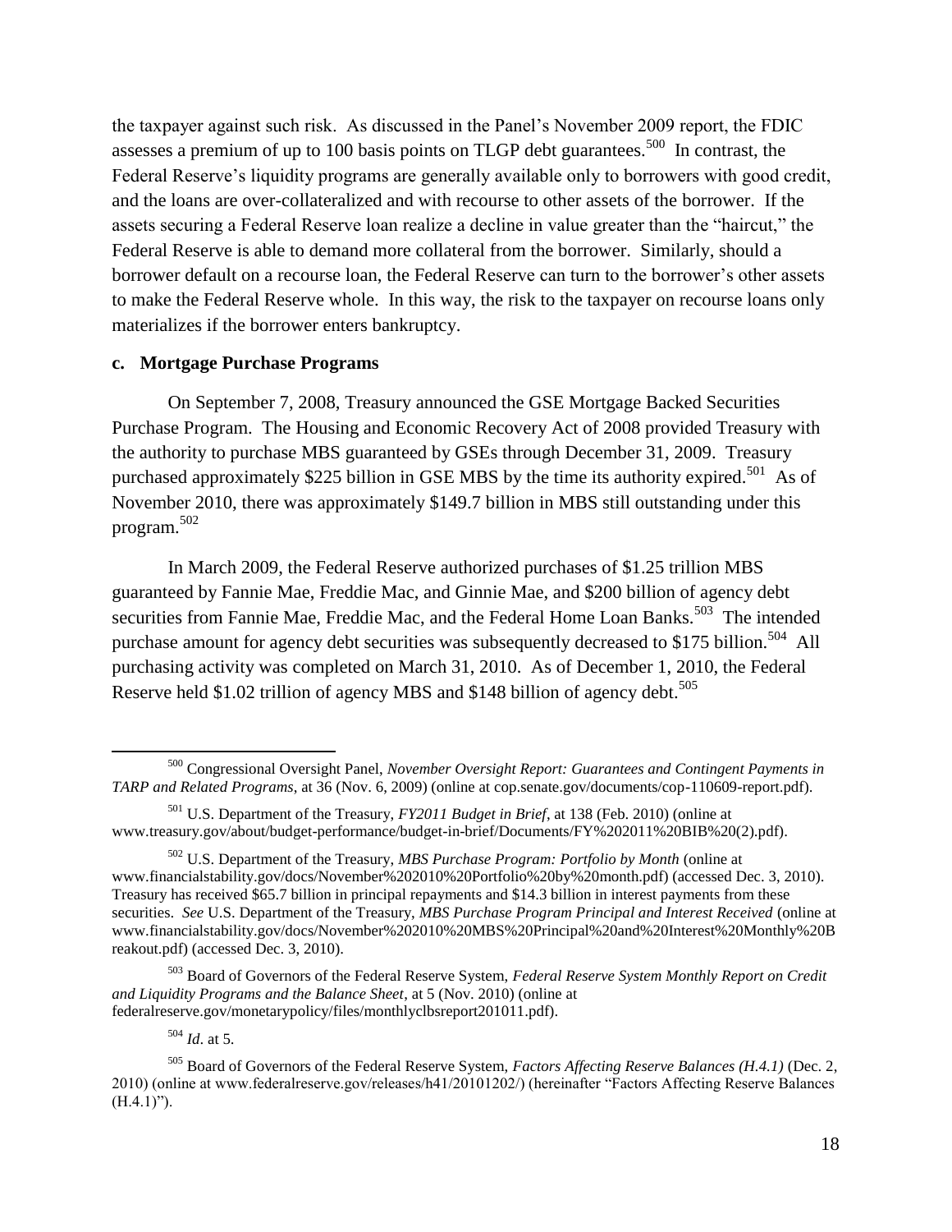the taxpayer against such risk. As discussed in the Panel's November 2009 report, the FDIC assesses a premium of up to 100 basis points on TLGP debt guarantees.[500] In contrast, the Federal Reserve's liquidity programs are generally available only to borrowers with good credit, and the loans are over-collateralized and with recourse to other assets of the borrower. If the assets securing a Federal Reserve loan realize a decline in value greater than the "haircut," the Federal Reserve is able to demand more collateral from the borrower. Similarly, should a borrower default on a recourse loan, the Federal Reserve can turn to the borrower's other assets to make the Federal Reserve whole. In this way, the risk to the taxpayer on recourse loans only materializes if the borrower enters bankruptcy.

**c. Mortgage Purchase Programs**

On September 7, 2008, Treasury announced the GSE Mortgage Backed Securities Purchase Program. The Housing and Economic Recovery Act of 2008 provided Treasury with the authority to purchase MBS guaranteed by GSEs through December 31, 2009. Treasury purchased approximately $225 billion in GSE MBS by the time its authority expired.[501] As of November 2010, there was approximately $149.7 billion in MBS still outstanding under this program.[502]

In March 2009, the Federal Reserve authorized purchases of $1.25 trillion MBS guaranteed by Fannie Mae, Freddie Mac, and Ginnie Mae, and $200 billion of agency debt securities from Fannie Mae, Freddie Mac, and the Federal Home Loan Banks.[503] The intended purchase amount for agency debt securities was subsequently decreased to $175 billion.[504] All purchasing activity was completed on March 31, 2010. As of December 1, 2010, the Federal Reserve held $1.02 trillion of agency MBS and $148 billion of agency debt.[505]

---

[500] Congressional Oversight Panel, *November Oversight Report: Guarantees and Contingent Payments in TARP and Related Programs*, at 36 (Nov. 6, 2009) (online at cop.senate.gov/documents/cop-110609-report.pdf).

[501] U.S. Department of the Treasury, *FY2011 Budget in Brief*, at 138 (Feb. 2010) (online at www.treasury.gov/about/budget-performance/budget-in-brief/Documents/FY%202011%20BIB%20(2).pdf).

[502] U.S. Department of the Treasury, *MBS Purchase Program: Portfolio by Month* (online at www.financialstability.gov/docs/November%202010%20Portfolio%20by%20month.pdf) (accessed Dec. 3, 2010). Treasury has received $65.7 billion in principal repayments and $14.3 billion in interest payments from these securities. *See* U.S. Department of the Treasury, *MBS Purchase Program Principal and Interest Received* (online at www.financialstability.gov/docs/November%202010%20MBS%20Principal%20and%20Interest%20Monthly%20Breakout.pdf) (accessed Dec. 3, 2010).

[503] Board of Governors of the Federal Reserve System, *Federal Reserve System Monthly Report on Credit and Liquidity Programs and the Balance Sheet*, at 5 (Nov. 2010) (online at federalreserve.gov/monetarypolicy/files/monthlyclbsreport201011.pdf).

[504] *Id*. at 5.

[505] Board of Governors of the Federal Reserve System, *Factors Affecting Reserve Balances (H.4.1)* (Dec. 2, 2010) (online at www.federalreserve.gov/releases/h41/20101202/) (hereinafter "Factors Affecting Reserve Balances (H.4.1)").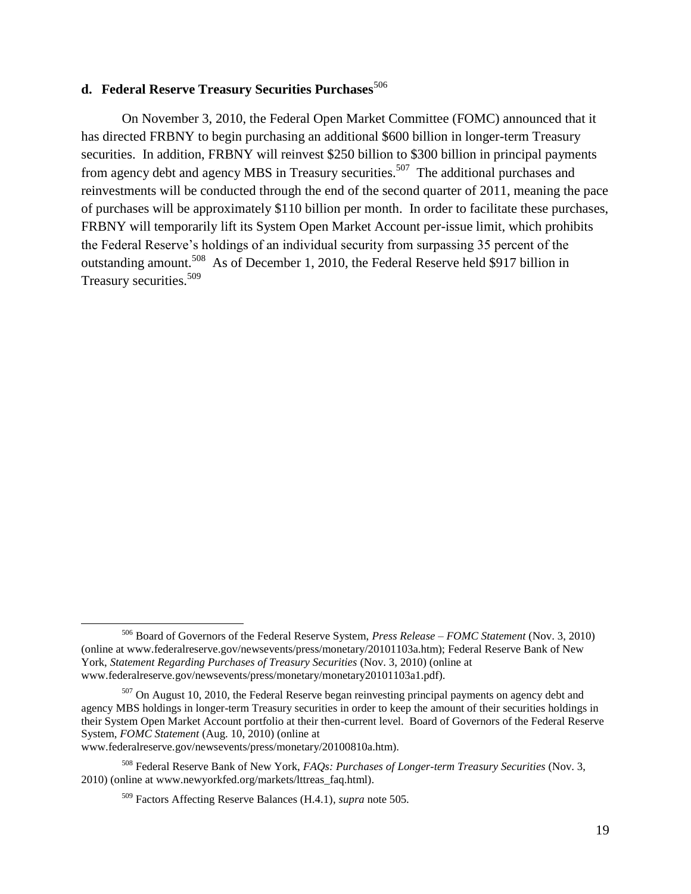### d. Federal Reserve Treasury Securities Purchases[506]

On November 3, 2010, the Federal Open Market Committee (FOMC) announced that it has directed FRBNY to begin purchasing an additional $600 billion in longer-term Treasury securities. In addition, FRBNY will reinvest $250 billion to $300 billion in principal payments from agency debt and agency MBS in Treasury securities.[507] The additional purchases and reinvestments will be conducted through the end of the second quarter of 2011, meaning the pace of purchases will be approximately $110 billion per month. In order to facilitate these purchases, FRBNY will temporarily lift its System Open Market Account per-issue limit, which prohibits the Federal Reserve's holdings of an individual security from surpassing 35 percent of the outstanding amount.[508] As of December 1, 2010, the Federal Reserve held $917 billion in Treasury securities.[509]

---

[506] Board of Governors of the Federal Reserve System, *Press Release – FOMC Statement* (Nov. 3, 2010) (online at www.federalreserve.gov/newsevents/press/monetary/20101103a.htm); Federal Reserve Bank of New York, *Statement Regarding Purchases of Treasury Securities* (Nov. 3, 2010) (online at www.federalreserve.gov/newsevents/press/monetary/monetary20101103a1.pdf).

[507] On August 10, 2010, the Federal Reserve began reinvesting principal payments on agency debt and agency MBS holdings in longer-term Treasury securities in order to keep the amount of their securities holdings in their System Open Market Account portfolio at their then-current level. Board of Governors of the Federal Reserve System, *FOMC Statement* (Aug. 10, 2010) (online at www.federalreserve.gov/newsevents/press/monetary/20100810a.htm).

[508] Federal Reserve Bank of New York, *FAQs: Purchases of Longer-term Treasury Securities* (Nov. 3, 2010) (online at www.newyorkfed.org/markets/lttreas_faq.html).

[509] Factors Affecting Reserve Balances (H.4.1), *supra* note 505.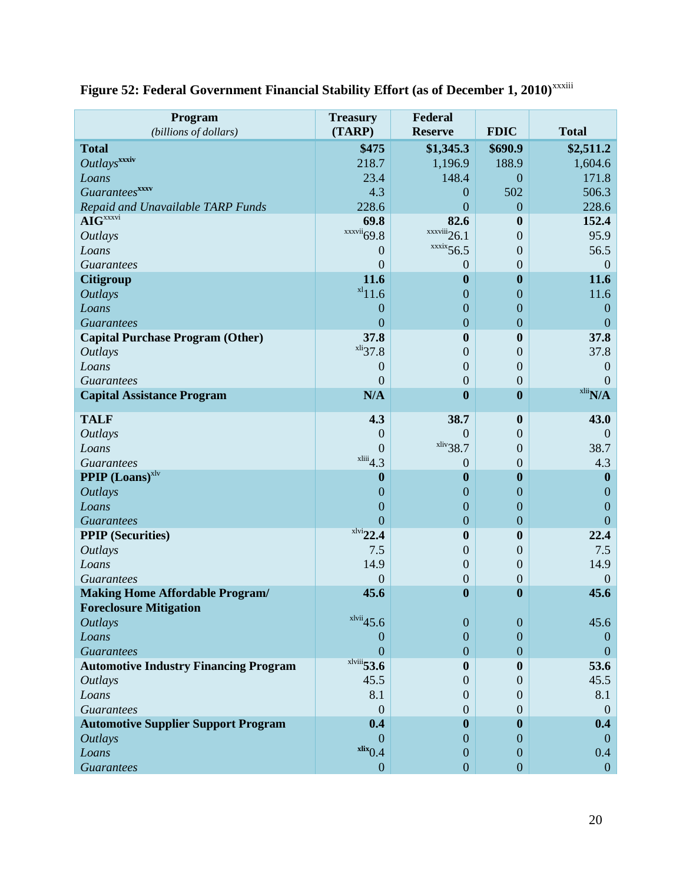**Figure 52: Federal Government Financial Stability Effort (as of December 1, 2010)**[xxxiii]

| Program *(billions of dollars)* | Treasury (TARP) | Federal Reserve | FDIC | Total |
|---|---|---|---|---|
| **Total** | **$475** | **$1,345.3** | **$690.9** | **$2,511.2** |
| *Outlays*[xxxiv] | 218.7 | 1,196.9 | 188.9 | 1,604.6 |
| *Loans* | 23.4 | 148.4 | 0 | 171.8 |
| *Guarantees*[xxxv] | 4.3 | 0 | 502 | 506.3 |
| *Repaid and Unavailable TARP Funds* | 228.6 | 0 | 0 | 228.6 |
| **AIG**[xxxvi] | **69.8** | **82.6** | **0** | **152.4** |
| *Outlays* | [xxxvii]69.8 | [xxxviii]26.1 | 0 | 95.9 |
| *Loans* | 0 | [xxxix]56.5 | 0 | 56.5 |
| *Guarantees* | 0 | 0 | 0 | 0 |
| **Citigroup** | **11.6** | **0** | **0** | **11.6** |
| *Outlays* | [xl]11.6 | 0 | 0 | 11.6 |
| *Loans* | 0 | 0 | 0 | 0 |
| *Guarantees* | 0 | 0 | 0 | 0 |
| **Capital Purchase Program (Other)** | **37.8** | **0** | **0** | **37.8** |
| *Outlays* | [xli]37.8 | 0 | 0 | 37.8 |
| *Loans* | 0 | 0 | 0 | 0 |
| *Guarantees* | 0 | 0 | 0 | 0 |
| **Capital Assistance Program** | **N/A** | **0** | **0** | [xlii]**N/A** |
| **TALF** | **4.3** | **38.7** | **0** | **43.0** |
| *Outlays* | 0 | 0 | 0 | 0 |
| *Loans* | 0 | [xliv]38.7 | 0 | 38.7 |
| *Guarantees* | [xliii]4.3 | 0 | 0 | 4.3 |
| **PPIP (Loans)**[xlv] | **0** | **0** | **0** | **0** |
| *Outlays* | 0 | 0 | 0 | 0 |
| *Loans* | 0 | 0 | 0 | 0 |
| *Guarantees* | 0 | 0 | 0 | 0 |
| **PPIP (Securities)** | [xlvi]**22.4** | **0** | **0** | **22.4** |
| *Outlays* | 7.5 | 0 | 0 | 7.5 |
| *Loans* | 14.9 | 0 | 0 | 14.9 |
| *Guarantees* | 0 | 0 | 0 | 0 |
| **Making Home Affordable Program/ Foreclosure Mitigation** | **45.6** | **0** | **0** | **45.6** |
| *Outlays* | [xlvii]45.6 | 0 | 0 | 45.6 |
| *Loans* | 0 | 0 | 0 | 0 |
| *Guarantees* | 0 | 0 | 0 | 0 |
| **Automotive Industry Financing Program** | [xlviii]**53.6** | **0** | **0** | **53.6** |
| *Outlays* | 45.5 | 0 | 0 | 45.5 |
| *Loans* | 8.1 | 0 | 0 | 8.1 |
| *Guarantees* | 0 | 0 | 0 | 0 |
| **Automotive Supplier Support Program** | **0.4** | **0** | **0** | **0.4** |
| *Outlays* | 0 | 0 | 0 | 0 |
| *Loans* | [xlix]0.4 | 0 | 0 | 0.4 |
| *Guarantees* | 0 | 0 | 0 | 0 |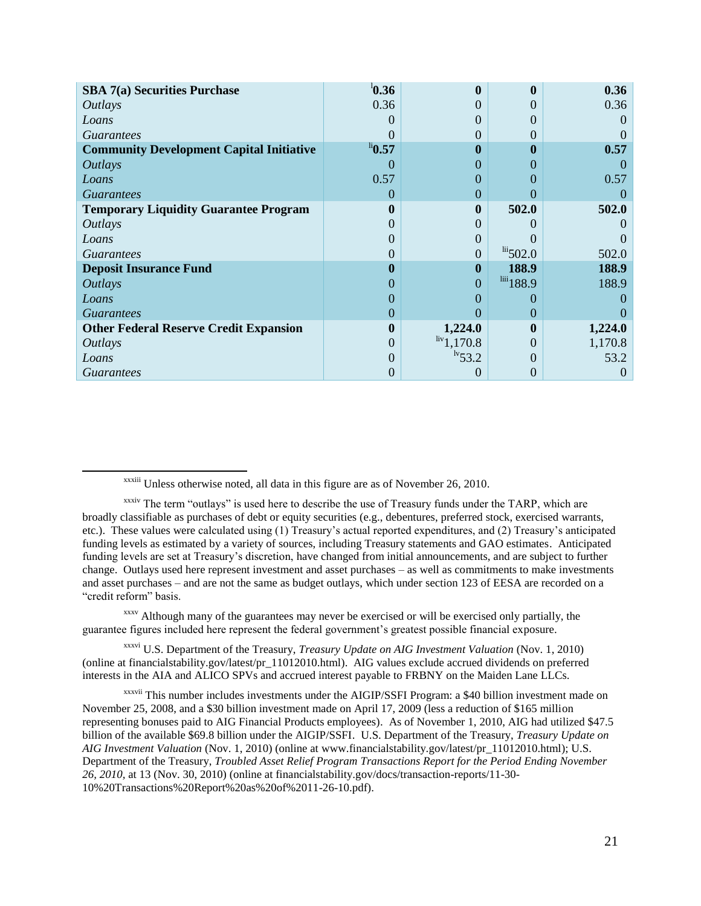| | | | | |
|---|---|---|---|---|
| **SBA 7(a) Securities Purchase** | [l]**0.36** | **0** | **0** | **0.36** |
| *Outlays* | 0.36 | 0 | 0 | 0.36 |
| *Loans* | 0 | 0 | 0 | 0 |
| *Guarantees* | 0 | 0 | 0 | 0 |
| **Community Development Capital Initiative** | [li]**0.57** | **0** | **0** | **0.57** |
| *Outlays* | 0 | 0 | 0 | 0 |
| *Loans* | 0.57 | 0 | 0 | 0.57 |
| *Guarantees* | 0 | 0 | 0 | 0 |
| **Temporary Liquidity Guarantee Program** | **0** | **0** | **502.0** | **502.0** |
| *Outlays* | 0 | 0 | 0 | 0 |
| *Loans* | 0 | 0 | 0 | 0 |
| *Guarantees* | 0 | 0 | [lii]502.0 | 502.0 |
| **Deposit Insurance Fund** | **0** | **0** | **188.9** | **188.9** |
| *Outlays* | 0 | 0 | [liii]188.9 | 188.9 |
| *Loans* | 0 | 0 | 0 | 0 |
| *Guarantees* | 0 | 0 | 0 | 0 |
| **Other Federal Reserve Credit Expansion** | **0** | **1,224.0** | **0** | **1,224.0** |
| *Outlays* | 0 | [liv]1,170.8 | 0 | 1,170.8 |
| *Loans* | 0 | [lv]53.2 | 0 | 53.2 |
| *Guarantees* | 0 | 0 | 0 | 0 |

---

[xxxiii] Unless otherwise noted, all data in this figure are as of November 26, 2010.

[xxxiv] The term "outlays" is used here to describe the use of Treasury funds under the TARP, which are broadly classifiable as purchases of debt or equity securities (e.g., debentures, preferred stock, exercised warrants, etc.). These values were calculated using (1) Treasury's actual reported expenditures, and (2) Treasury's anticipated funding levels as estimated by a variety of sources, including Treasury statements and GAO estimates. Anticipated funding levels are set at Treasury's discretion, have changed from initial announcements, and are subject to further change. Outlays used here represent investment and asset purchases – as well as commitments to make investments and asset purchases – and are not the same as budget outlays, which under section 123 of EESA are recorded on a "credit reform" basis.

[xxxv] Although many of the guarantees may never be exercised or will be exercised only partially, the guarantee figures included here represent the federal government's greatest possible financial exposure.

[xxxvi] U.S. Department of the Treasury, *Treasury Update on AIG Investment Valuation* (Nov. 1, 2010) (online at financialstability.gov/latest/pr_11012010.html). AIG values exclude accrued dividends on preferred interests in the AIA and ALICO SPVs and accrued interest payable to FRBNY on the Maiden Lane LLCs.

[xxxvii] This number includes investments under the AIGIP/SSFI Program: a $40 billion investment made on November 25, 2008, and a $30 billion investment made on April 17, 2009 (less a reduction of $165 million representing bonuses paid to AIG Financial Products employees). As of November 1, 2010, AIG had utilized $47.5 billion of the available $69.8 billion under the AIGIP/SSFI. U.S. Department of the Treasury, *Treasury Update on AIG Investment Valuation* (Nov. 1, 2010) (online at www.financialstability.gov/latest/pr_11012010.html); U.S. Department of the Treasury, *Troubled Asset Relief Program Transactions Report for the Period Ending November 26, 2010*, at 13 (Nov. 30, 2010) (online at financialstability.gov/docs/transaction-reports/11-30-10%20Transactions%20Report%20as%20of%2011-26-10.pdf).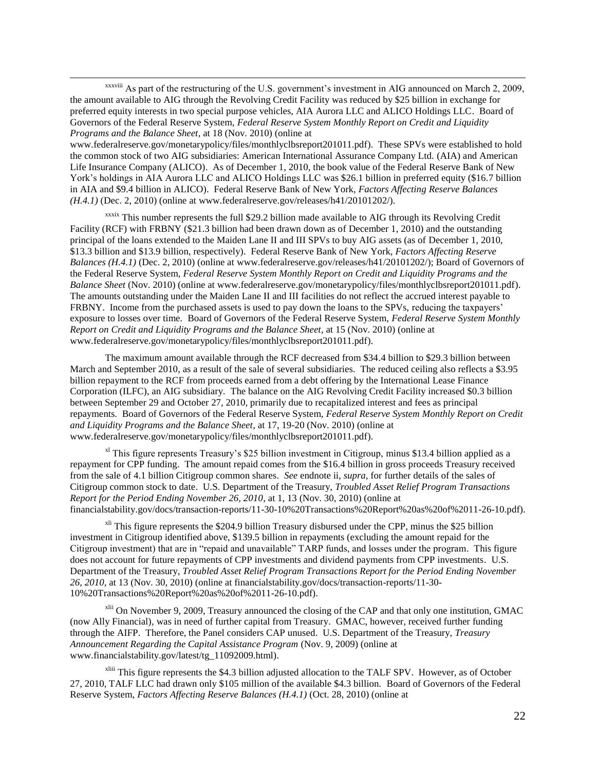[xxxviii] As part of the restructuring of the U.S. government's investment in AIG announced on March 2, 2009, the amount available to AIG through the Revolving Credit Facility was reduced by $25 billion in exchange for preferred equity interests in two special purpose vehicles, AIA Aurora LLC and ALICO Holdings LLC. Board of Governors of the Federal Reserve System, *Federal Reserve System Monthly Report on Credit and Liquidity Programs and the Balance Sheet*, at 18 (Nov. 2010) (online at www.federalreserve.gov/monetarypolicy/files/monthlyclbsreport201011.pdf). These SPVs were established to hold the common stock of two AIG subsidiaries: American International Assurance Company Ltd. (AIA) and American Life Insurance Company (ALICO). As of December 1, 2010, the book value of the Federal Reserve Bank of New York's holdings in AIA Aurora LLC and ALICO Holdings LLC was $26.1 billion in preferred equity ($16.7 billion in AIA and $9.4 billion in ALICO). Federal Reserve Bank of New York, *Factors Affecting Reserve Balances (H.4.1)* (Dec. 2, 2010) (online at www.federalreserve.gov/releases/h41/20101202/).

[xxxix] This number represents the full $29.2 billion made available to AIG through its Revolving Credit Facility (RCF) with FRBNY ($21.3 billion had been drawn down as of December 1, 2010) and the outstanding principal of the loans extended to the Maiden Lane II and III SPVs to buy AIG assets (as of December 1, 2010, $13.3 billion and $13.9 billion, respectively). Federal Reserve Bank of New York, *Factors Affecting Reserve Balances (H.4.1)* (Dec. 2, 2010) (online at www.federalreserve.gov/releases/h41/20101202/); Board of Governors of the Federal Reserve System, *Federal Reserve System Monthly Report on Credit and Liquidity Programs and the Balance Sheet* (Nov. 2010) (online at www.federalreserve.gov/monetarypolicy/files/monthlyclbsreport201011.pdf). The amounts outstanding under the Maiden Lane II and III facilities do not reflect the accrued interest payable to FRBNY. Income from the purchased assets is used to pay down the loans to the SPVs, reducing the taxpayers' exposure to losses over time. Board of Governors of the Federal Reserve System, *Federal Reserve System Monthly Report on Credit and Liquidity Programs and the Balance Sheet*, at 15 (Nov. 2010) (online at www.federalreserve.gov/monetarypolicy/files/monthlyclbsreport201011.pdf).

The maximum amount available through the RCF decreased from $34.4 billion to $29.3 billion between March and September 2010, as a result of the sale of several subsidiaries. The reduced ceiling also reflects a $3.95 billion repayment to the RCF from proceeds earned from a debt offering by the International Lease Finance Corporation (ILFC), an AIG subsidiary. The balance on the AIG Revolving Credit Facility increased $0.3 billion between September 29 and October 27, 2010, primarily due to recapitalized interest and fees as principal repayments. Board of Governors of the Federal Reserve System, *Federal Reserve System Monthly Report on Credit and Liquidity Programs and the Balance Sheet*, at 17, 19-20 (Nov. 2010) (online at www.federalreserve.gov/monetarypolicy/files/monthlyclbsreport201011.pdf).

[xl] This figure represents Treasury's $25 billion investment in Citigroup, minus $13.4 billion applied as a repayment for CPP funding. The amount repaid comes from the $16.4 billion in gross proceeds Treasury received from the sale of 4.1 billion Citigroup common shares. *See* endnote ii, *supra*, for further details of the sales of Citigroup common stock to date. U.S. Department of the Treasury, *Troubled Asset Relief Program Transactions Report for the Period Ending November 26, 2010*, at 1, 13 (Nov. 30, 2010) (online at financialstability.gov/docs/transaction-reports/11-30-10%20Transactions%20Report%20as%20of%2011-26-10.pdf).

[xli] This figure represents the $204.9 billion Treasury disbursed under the CPP, minus the $25 billion investment in Citigroup identified above, $139.5 billion in repayments (excluding the amount repaid for the Citigroup investment) that are in "repaid and unavailable" TARP funds, and losses under the program. This figure does not account for future repayments of CPP investments and dividend payments from CPP investments. U.S. Department of the Treasury, *Troubled Asset Relief Program Transactions Report for the Period Ending November 26, 2010*, at 13 (Nov. 30, 2010) (online at financialstability.gov/docs/transaction-reports/11-30-10%20Transactions%20Report%20as%20of%2011-26-10.pdf).

[xlii] On November 9, 2009, Treasury announced the closing of the CAP and that only one institution, GMAC (now Ally Financial), was in need of further capital from Treasury. GMAC, however, received further funding through the AIFP. Therefore, the Panel considers CAP unused. U.S. Department of the Treasury, *Treasury Announcement Regarding the Capital Assistance Program* (Nov. 9, 2009) (online at www.financialstability.gov/latest/tg_11092009.html).

[xliii] This figure represents the $4.3 billion adjusted allocation to the TALF SPV. However, as of October 27, 2010, TALF LLC had drawn only $105 million of the available $4.3 billion. Board of Governors of the Federal Reserve System, *Factors Affecting Reserve Balances (H.4.1)* (Oct. 28, 2010) (online at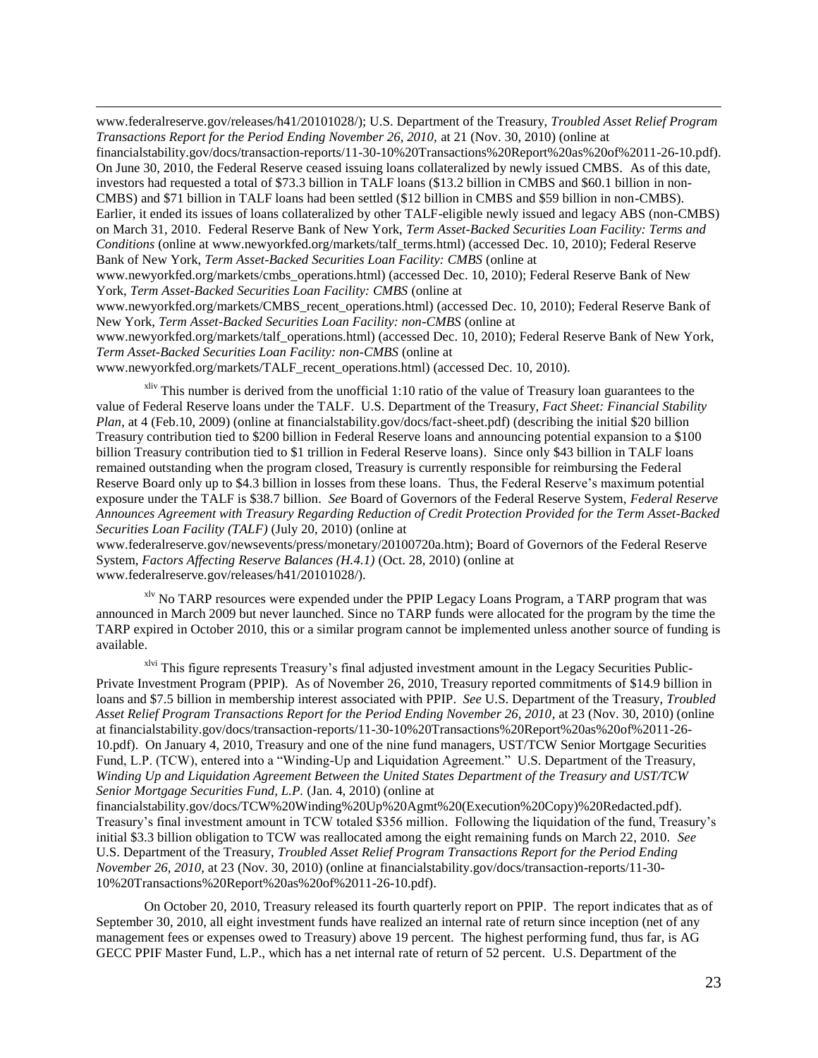www.federalreserve.gov/releases/h41/20101028/); U.S. Department of the Treasury, *Troubled Asset Relief Program Transactions Report for the Period Ending November 26, 2010*, at 21 (Nov. 30, 2010) (online at financialstability.gov/docs/transaction-reports/11-30-10%20Transactions%20Report%20as%20of%2011-26-10.pdf). On June 30, 2010, the Federal Reserve ceased issuing loans collateralized by newly issued CMBS. As of this date, investors had requested a total of $73.3 billion in TALF loans ($13.2 billion in CMBS and $60.1 billion in non-CMBS) and $71 billion in TALF loans had been settled ($12 billion in CMBS and $59 billion in non-CMBS). Earlier, it ended its issues of loans collateralized by other TALF-eligible newly issued and legacy ABS (non-CMBS) on March 31, 2010. Federal Reserve Bank of New York, *Term Asset-Backed Securities Loan Facility: Terms and Conditions* (online at www.newyorkfed.org/markets/talf_terms.html) (accessed Dec. 10, 2010); Federal Reserve Bank of New York, *Term Asset-Backed Securities Loan Facility: CMBS* (online at www.newyorkfed.org/markets/cmbs_operations.html) (accessed Dec. 10, 2010); Federal Reserve Bank of New York, *Term Asset-Backed Securities Loan Facility: CMBS* (online at www.newyorkfed.org/markets/CMBS_recent_operations.html) (accessed Dec. 10, 2010); Federal Reserve Bank of New York, *Term Asset-Backed Securities Loan Facility: non-CMBS* (online at www.newyorkfed.org/markets/talf_operations.html) (accessed Dec. 10, 2010); Federal Reserve Bank of New York, *Term Asset-Backed Securities Loan Facility: non-CMBS* (online at www.newyorkfed.org/markets/TALF_recent_operations.html) (accessed Dec. 10, 2010).

[xliv] This number is derived from the unofficial 1:10 ratio of the value of Treasury loan guarantees to the value of Federal Reserve loans under the TALF. U.S. Department of the Treasury, *Fact Sheet: Financial Stability Plan*, at 4 (Feb.10, 2009) (online at financialstability.gov/docs/fact-sheet.pdf) (describing the initial $20 billion Treasury contribution tied to $200 billion in Federal Reserve loans and announcing potential expansion to a $100 billion Treasury contribution tied to $1 trillion in Federal Reserve loans). Since only $43 billion in TALF loans remained outstanding when the program closed, Treasury is currently responsible for reimbursing the Federal Reserve Board only up to $4.3 billion in losses from these loans. Thus, the Federal Reserve's maximum potential exposure under the TALF is $38.7 billion. *See* Board of Governors of the Federal Reserve System, *Federal Reserve Announces Agreement with Treasury Regarding Reduction of Credit Protection Provided for the Term Asset-Backed Securities Loan Facility (TALF)* (July 20, 2010) (online at www.federalreserve.gov/newsevents/press/monetary/20100720a.htm); Board of Governors of the Federal Reserve System, *Factors Affecting Reserve Balances (H.4.1)* (Oct. 28, 2010) (online at www.federalreserve.gov/releases/h41/20101028/).

[xlv] No TARP resources were expended under the PPIP Legacy Loans Program, a TARP program that was announced in March 2009 but never launched. Since no TARP funds were allocated for the program by the time the TARP expired in October 2010, this or a similar program cannot be implemented unless another source of funding is available.

[xlvi] This figure represents Treasury's final adjusted investment amount in the Legacy Securities Public-Private Investment Program (PPIP). As of November 26, 2010, Treasury reported commitments of $14.9 billion in loans and $7.5 billion in membership interest associated with PPIP. *See* U.S. Department of the Treasury, *Troubled Asset Relief Program Transactions Report for the Period Ending November 26, 2010*, at 23 (Nov. 30, 2010) (online at financialstability.gov/docs/transaction-reports/11-30-10%20Transactions%20Report%20as%20of%2011-26-10.pdf). On January 4, 2010, Treasury and one of the nine fund managers, UST/TCW Senior Mortgage Securities Fund, L.P. (TCW), entered into a "Winding-Up and Liquidation Agreement." U.S. Department of the Treasury, *Winding Up and Liquidation Agreement Between the United States Department of the Treasury and UST/TCW Senior Mortgage Securities Fund, L.P.* (Jan. 4, 2010) (online at financialstability.gov/docs/TCW%20Winding%20Up%20Agmt%20(Execution%20Copy)%20Redacted.pdf). Treasury's final investment amount in TCW totaled $356 million. Following the liquidation of the fund, Treasury's initial $3.3 billion obligation to TCW was reallocated among the eight remaining funds on March 22, 2010. *See* U.S. Department of the Treasury, *Troubled Asset Relief Program Transactions Report for the Period Ending November 26, 2010*, at 23 (Nov. 30, 2010) (online at financialstability.gov/docs/transaction-reports/11-30-10%20Transactions%20Report%20as%20of%2011-26-10.pdf).

On October 20, 2010, Treasury released its fourth quarterly report on PPIP. The report indicates that as of September 30, 2010, all eight investment funds have realized an internal rate of return since inception (net of any management fees or expenses owed to Treasury) above 19 percent. The highest performing fund, thus far, is AG GECC PPIF Master Fund, L.P., which has a net internal rate of return of 52 percent. U.S. Department of the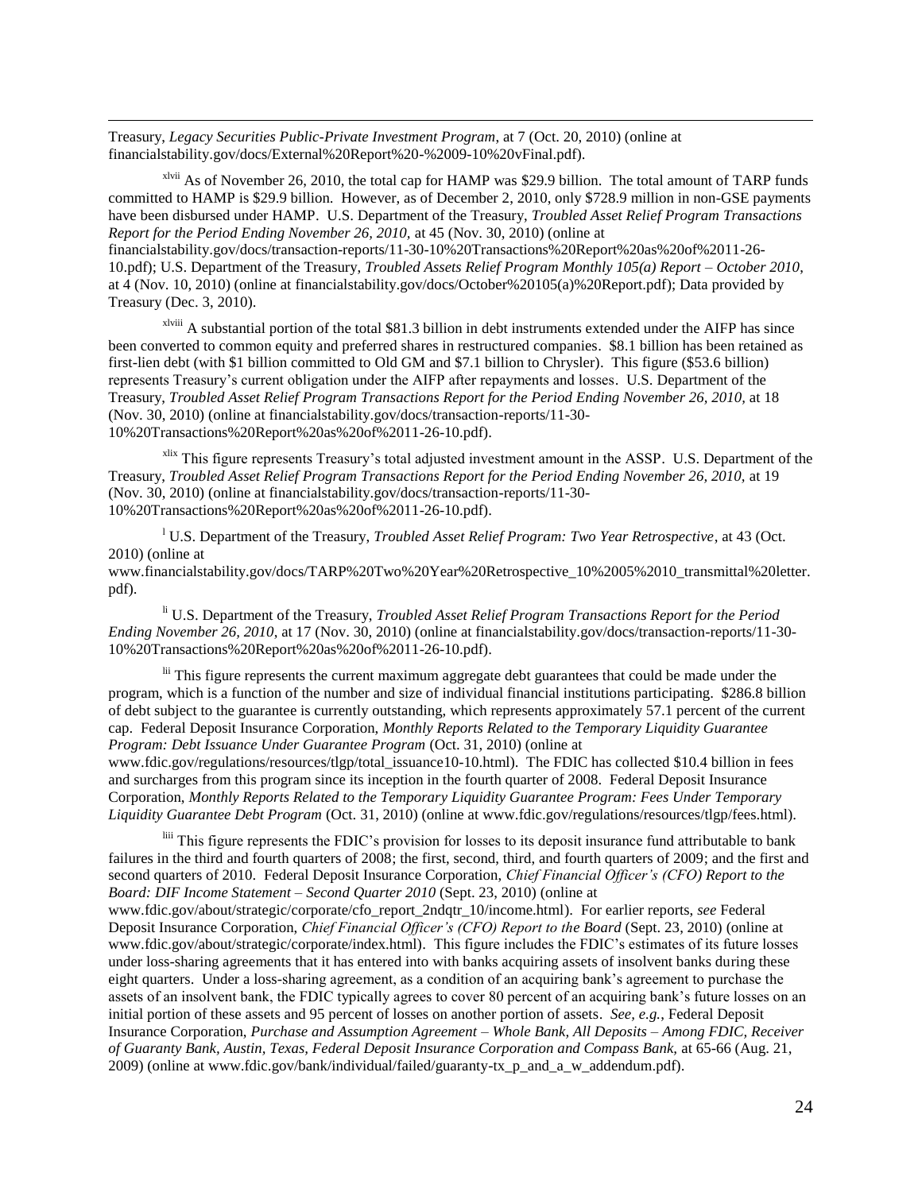Treasury, *Legacy Securities Public-Private Investment Program*, at 7 (Oct. 20, 2010) (online at financialstability.gov/docs/External%20Report%20-%2009-10%20vFinal.pdf).

[xlvii] As of November 26, 2010, the total cap for HAMP was $29.9 billion. The total amount of TARP funds committed to HAMP is $29.9 billion. However, as of December 2, 2010, only $728.9 million in non-GSE payments have been disbursed under HAMP. U.S. Department of the Treasury, *Troubled Asset Relief Program Transactions Report for the Period Ending November 26, 2010*, at 45 (Nov. 30, 2010) (online at financialstability.gov/docs/transaction-reports/11-30-10%20Transactions%20Report%20as%20of%2011-26-10.pdf); U.S. Department of the Treasury, *Troubled Assets Relief Program Monthly 105(a) Report – October 2010*, at 4 (Nov. 10, 2010) (online at financialstability.gov/docs/October%20105(a)%20Report.pdf); Data provided by Treasury (Dec. 3, 2010).

[xlviii] A substantial portion of the total $81.3 billion in debt instruments extended under the AIFP has since been converted to common equity and preferred shares in restructured companies. $8.1 billion has been retained as first-lien debt (with $1 billion committed to Old GM and $7.1 billion to Chrysler). This figure ($53.6 billion) represents Treasury's current obligation under the AIFP after repayments and losses. U.S. Department of the Treasury, *Troubled Asset Relief Program Transactions Report for the Period Ending November 26, 2010*, at 18 (Nov. 30, 2010) (online at financialstability.gov/docs/transaction-reports/11-30-10%20Transactions%20Report%20as%20of%2011-26-10.pdf).

[xlix] This figure represents Treasury's total adjusted investment amount in the ASSP. U.S. Department of the Treasury, *Troubled Asset Relief Program Transactions Report for the Period Ending November 26, 2010*, at 19 (Nov. 30, 2010) (online at financialstability.gov/docs/transaction-reports/11-30-10%20Transactions%20Report%20as%20of%2011-26-10.pdf).

[l] U.S. Department of the Treasury, *Troubled Asset Relief Program: Two Year Retrospective*, at 43 (Oct. 2010) (online at www.financialstability.gov/docs/TARP%20Two%20Year%20Retrospective_10%2005%2010_transmittal%20letter.pdf).

[li] U.S. Department of the Treasury, *Troubled Asset Relief Program Transactions Report for the Period Ending November 26, 2010*, at 17 (Nov. 30, 2010) (online at financialstability.gov/docs/transaction-reports/11-30-10%20Transactions%20Report%20as%20of%2011-26-10.pdf).

[lii] This figure represents the current maximum aggregate debt guarantees that could be made under the program, which is a function of the number and size of individual financial institutions participating. $286.8 billion of debt subject to the guarantee is currently outstanding, which represents approximately 57.1 percent of the current cap. Federal Deposit Insurance Corporation, *Monthly Reports Related to the Temporary Liquidity Guarantee Program: Debt Issuance Under Guarantee Program* (Oct. 31, 2010) (online at www.fdic.gov/regulations/resources/tlgp/total_issuance10-10.html). The FDIC has collected $10.4 billion in fees and surcharges from this program since its inception in the fourth quarter of 2008. Federal Deposit Insurance Corporation, *Monthly Reports Related to the Temporary Liquidity Guarantee Program: Fees Under Temporary Liquidity Guarantee Debt Program* (Oct. 31, 2010) (online at www.fdic.gov/regulations/resources/tlgp/fees.html).

[liii] This figure represents the FDIC's provision for losses to its deposit insurance fund attributable to bank failures in the third and fourth quarters of 2008; the first, second, third, and fourth quarters of 2009; and the first and second quarters of 2010. Federal Deposit Insurance Corporation, *Chief Financial Officer's (CFO) Report to the Board: DIF Income Statement – Second Quarter 2010* (Sept. 23, 2010) (online at www.fdic.gov/about/strategic/corporate/cfo_report_2ndqtr_10/income.html). For earlier reports, *see* Federal Deposit Insurance Corporation, *Chief Financial Officer's (CFO) Report to the Board* (Sept. 23, 2010) (online at www.fdic.gov/about/strategic/corporate/index.html). This figure includes the FDIC's estimates of its future losses under loss-sharing agreements that it has entered into with banks acquiring assets of insolvent banks during these eight quarters. Under a loss-sharing agreement, as a condition of an acquiring bank's agreement to purchase the assets of an insolvent bank, the FDIC typically agrees to cover 80 percent of an acquiring bank's future losses on an initial portion of these assets and 95 percent of losses on another portion of assets. *See, e.g.*, Federal Deposit Insurance Corporation, *Purchase and Assumption Agreement – Whole Bank, All Deposits – Among FDIC, Receiver of Guaranty Bank, Austin, Texas, Federal Deposit Insurance Corporation and Compass Bank*, at 65-66 (Aug. 21, 2009) (online at www.fdic.gov/bank/individual/failed/guaranty-tx_p_and_a_w_addendum.pdf).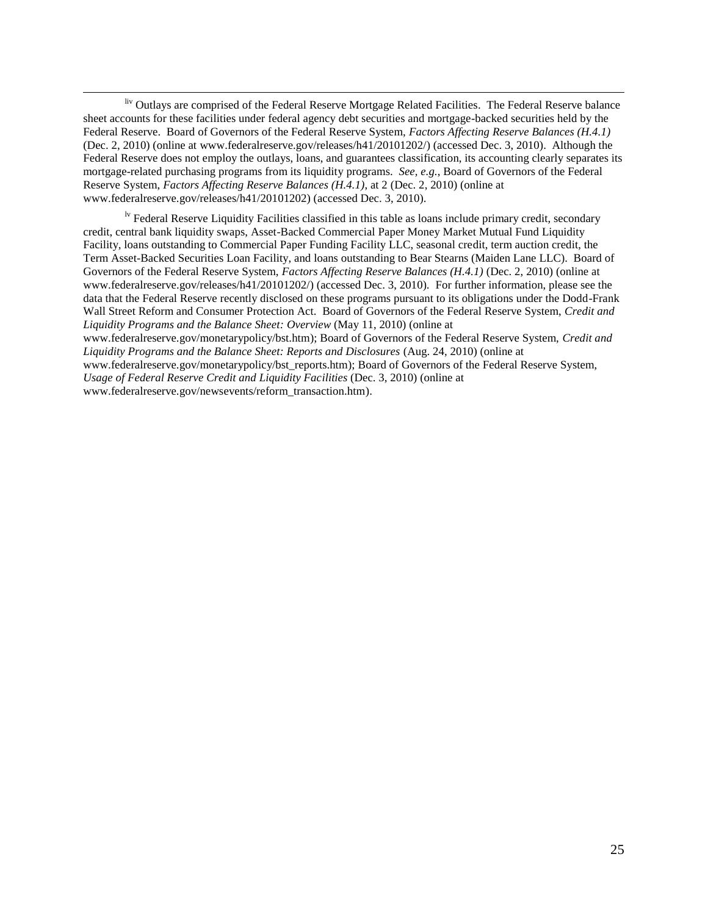[liv] Outlays are comprised of the Federal Reserve Mortgage Related Facilities. The Federal Reserve balance sheet accounts for these facilities under federal agency debt securities and mortgage-backed securities held by the Federal Reserve. Board of Governors of the Federal Reserve System, *Factors Affecting Reserve Balances (H.4.1)* (Dec. 2, 2010) (online at www.federalreserve.gov/releases/h41/20101202/) (accessed Dec. 3, 2010). Although the Federal Reserve does not employ the outlays, loans, and guarantees classification, its accounting clearly separates its mortgage-related purchasing programs from its liquidity programs. *See, e.g.*, Board of Governors of the Federal Reserve System, *Factors Affecting Reserve Balances (H.4.1)*, at 2 (Dec. 2, 2010) (online at www.federalreserve.gov/releases/h41/20101202) (accessed Dec. 3, 2010).

[lv] Federal Reserve Liquidity Facilities classified in this table as loans include primary credit, secondary credit, central bank liquidity swaps, Asset-Backed Commercial Paper Money Market Mutual Fund Liquidity Facility, loans outstanding to Commercial Paper Funding Facility LLC, seasonal credit, term auction credit, the Term Asset-Backed Securities Loan Facility, and loans outstanding to Bear Stearns (Maiden Lane LLC). Board of Governors of the Federal Reserve System, *Factors Affecting Reserve Balances (H.4.1)* (Dec. 2, 2010) (online at www.federalreserve.gov/releases/h41/20101202/) (accessed Dec. 3, 2010). For further information, please see the data that the Federal Reserve recently disclosed on these programs pursuant to its obligations under the Dodd-Frank Wall Street Reform and Consumer Protection Act. Board of Governors of the Federal Reserve System, *Credit and Liquidity Programs and the Balance Sheet: Overview* (May 11, 2010) (online at www.federalreserve.gov/monetarypolicy/bst.htm); Board of Governors of the Federal Reserve System, *Credit and Liquidity Programs and the Balance Sheet: Reports and Disclosures* (Aug. 24, 2010) (online at www.federalreserve.gov/monetarypolicy/bst_reports.htm); Board of Governors of the Federal Reserve System, *Usage of Federal Reserve Credit and Liquidity Facilities* (Dec. 3, 2010) (online at www.federalreserve.gov/newsevents/reform_transaction.htm).